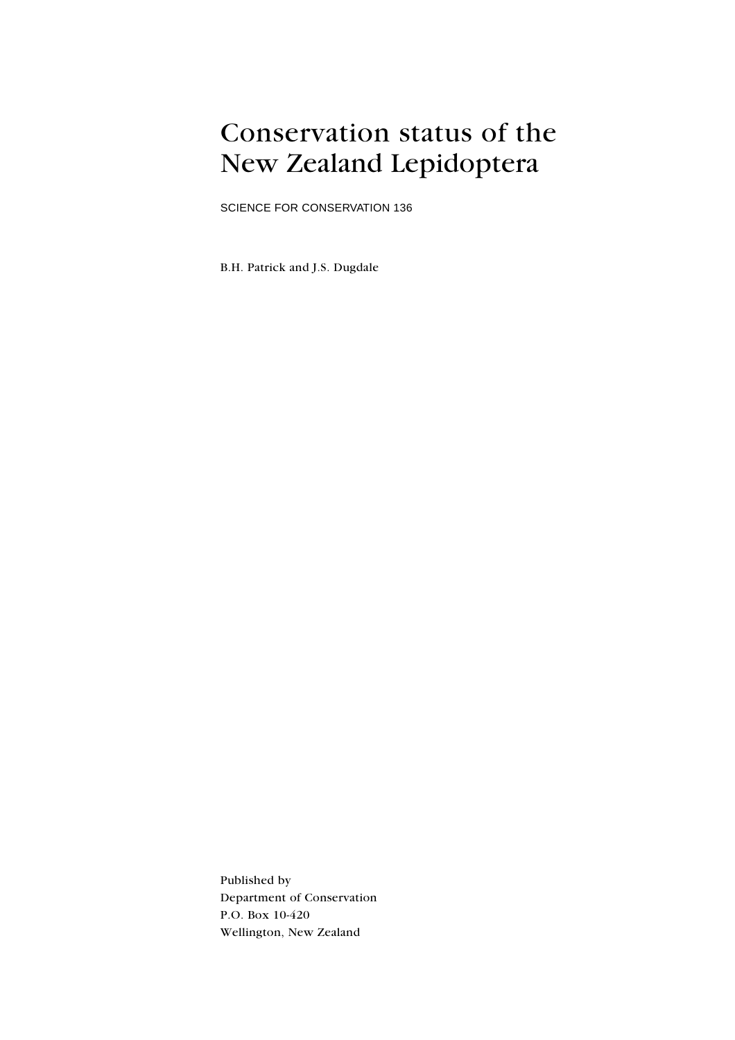# Conservation status of the New Zealand Lepidoptera

SCIENCE FOR CONSERVATION 136

B.H. Patrick and J.S. Dugdale

Published by
Department of Conservation
P.O. Box 10-420
Wellington, New Zealand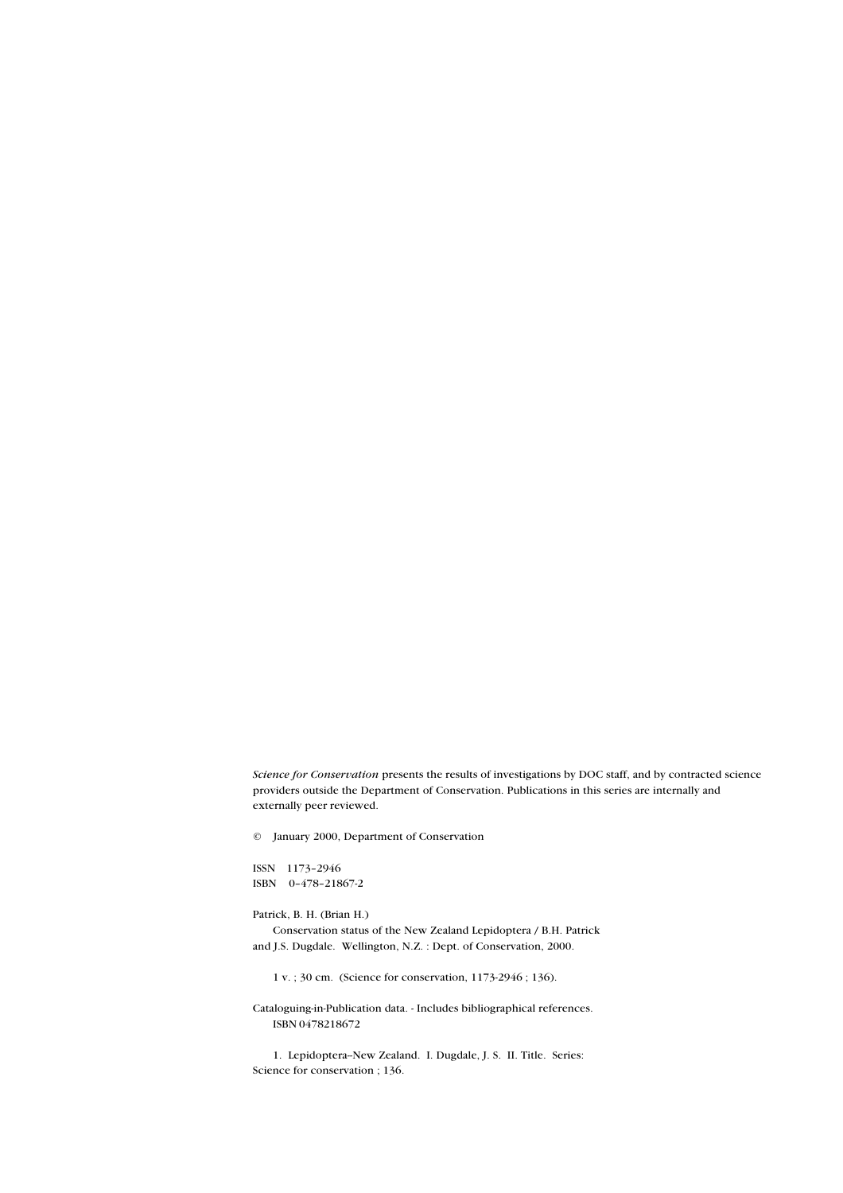*Science for Conservation* presents the results of investigations by DOC staff, and by contracted science providers outside the Department of Conservation. Publications in this series are internally and externally peer reviewed.

© January 2000, Department of Conservation

ISSN 1173–2946
ISBN 0–478–21867-2

Patrick, B. H. (Brian H.)
Conservation status of the New Zealand Lepidoptera / B.H. Patrick and J.S. Dugdale. Wellington, N.Z. : Dept. of Conservation, 2000.

1 v. ; 30 cm. (Science for conservation, 1173-2946 ; 136).

Cataloguing-in-Publication data. - Includes bibliographical references.
ISBN 0478218672

1. Lepidoptera–New Zealand. I. Dugdale, J. S. II. Title. Series: Science for conservation ; 136.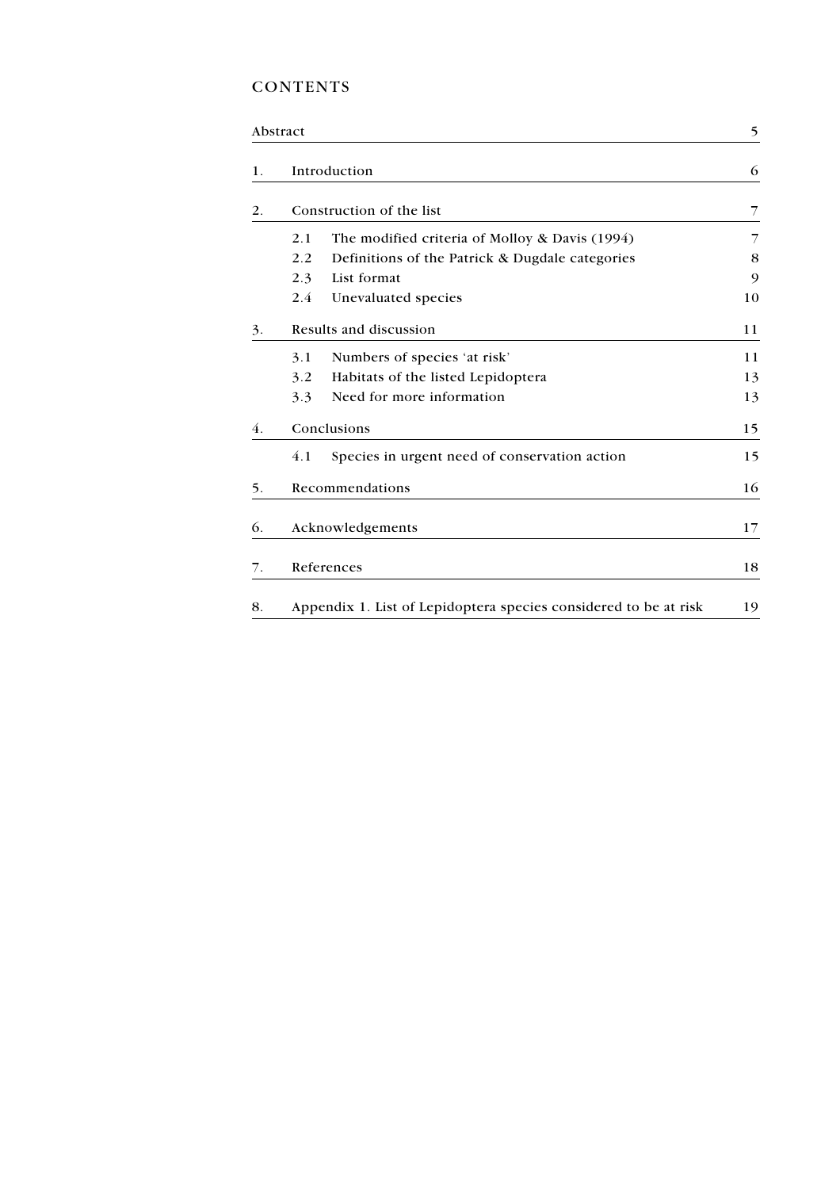# CONTENTS

| | | |
|---|---|---|
| Abstract | | 5 |
| 1. | Introduction | 6 |
| 2. | Construction of the list | 7 |
| | 2.1 The modified criteria of Molloy & Davis (1994) | 7 |
| | 2.2 Definitions of the Patrick & Dugdale categories | 8 |
| | 2.3 List format | 9 |
| | 2.4 Unevaluated species | 10 |
| 3. | Results and discussion | 11 |
| | 3.1 Numbers of species 'at risk' | 11 |
| | 3.2 Habitats of the listed Lepidoptera | 13 |
| | 3.3 Need for more information | 13 |
| 4. | Conclusions | 15 |
| | 4.1 Species in urgent need of conservation action | 15 |
| 5. | Recommendations | 16 |
| 6. | Acknowledgements | 17 |
| 7. | References | 18 |
| 8. | Appendix 1. List of Lepidoptera species considered to be at risk | 19 |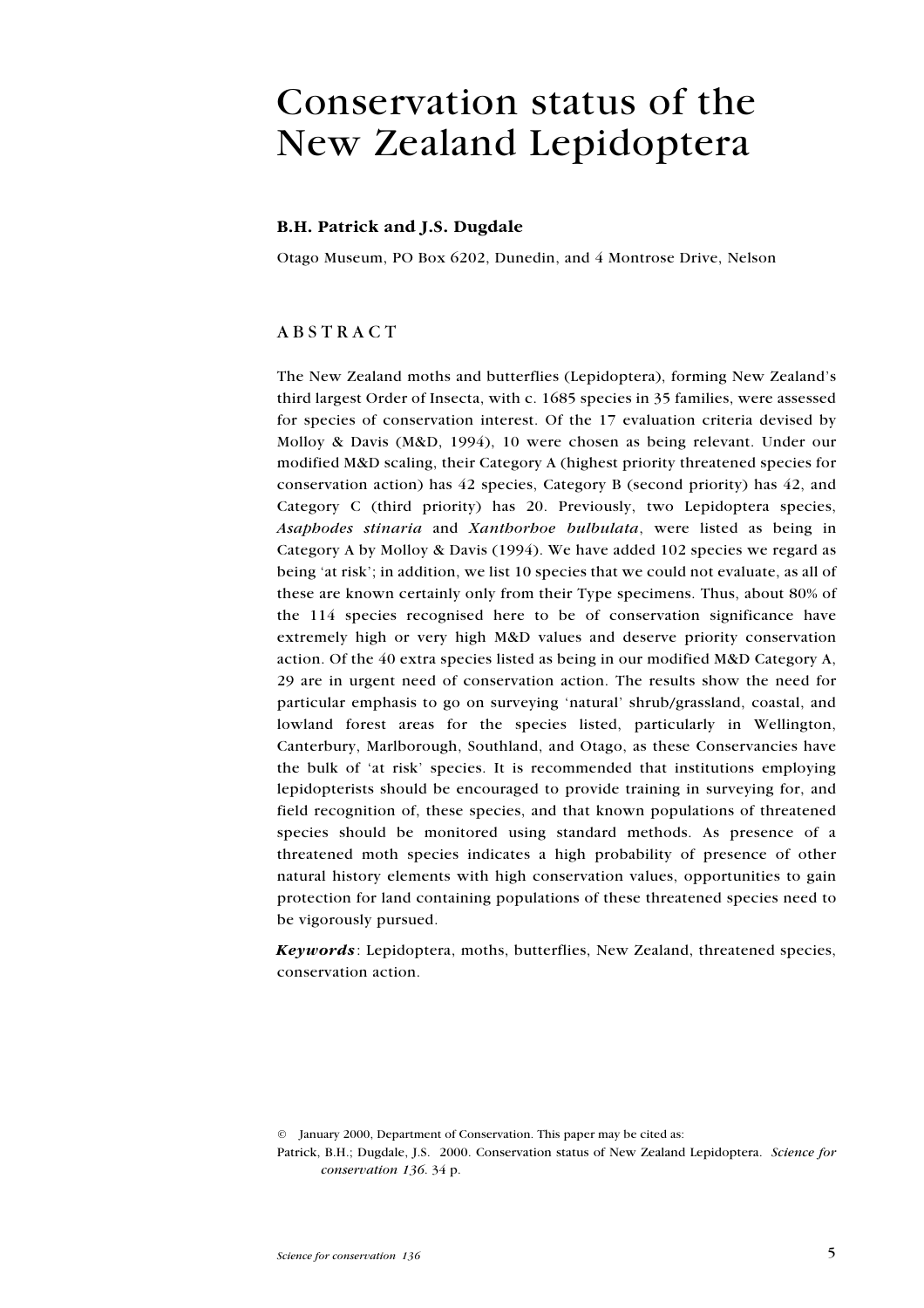# Conservation status of the New Zealand Lepidoptera

**B.H. Patrick and J.S. Dugdale**

Otago Museum, PO Box 6202, Dunedin, and 4 Montrose Drive, Nelson

## ABSTRACT

The New Zealand moths and butterflies (Lepidoptera), forming New Zealand's third largest Order of Insecta, with c. 1685 species in 35 families, were assessed for species of conservation interest. Of the 17 evaluation criteria devised by Molloy & Davis (M&D, 1994), 10 were chosen as being relevant. Under our modified M&D scaling, their Category A (highest priority threatened species for conservation action) has 42 species, Category B (second priority) has 42, and Category C (third priority) has 20. Previously, two Lepidoptera species, *Asaphodes stinaria* and *Xanthorhoe bulbulata*, were listed as being in Category A by Molloy & Davis (1994). We have added 102 species we regard as being 'at risk'; in addition, we list 10 species that we could not evaluate, as all of these are known certainly only from their Type specimens. Thus, about 80% of the 114 species recognised here to be of conservation significance have extremely high or very high M&D values and deserve priority conservation action. Of the 40 extra species listed as being in our modified M&D Category A, 29 are in urgent need of conservation action. The results show the need for particular emphasis to go on surveying 'natural' shrub/grassland, coastal, and lowland forest areas for the species listed, particularly in Wellington, Canterbury, Marlborough, Southland, and Otago, as these Conservancies have the bulk of 'at risk' species. It is recommended that institutions employing lepidopterists should be encouraged to provide training in surveying for, and field recognition of, these species, and that known populations of threatened species should be monitored using standard methods. As presence of a threatened moth species indicates a high probability of presence of other natural history elements with high conservation values, opportunities to gain protection for land containing populations of these threatened species need to be vigorously pursued.

***Keywords***: Lepidoptera, moths, butterflies, New Zealand, threatened species, conservation action.

© January 2000, Department of Conservation. This paper may be cited as:

Patrick, B.H.; Dugdale, J.S. 2000. Conservation status of New Zealand Lepidoptera. *Science for conservation 136*. 34 p.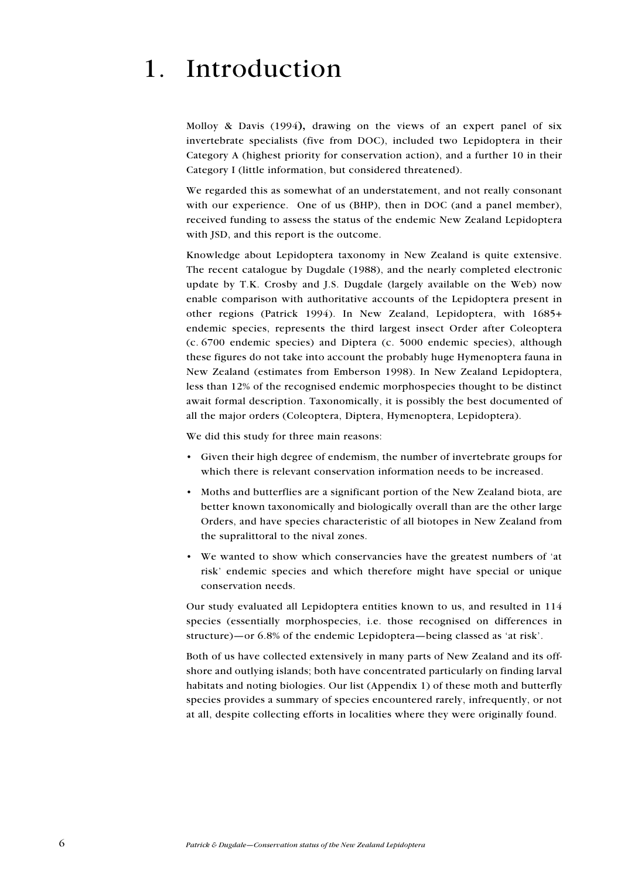# 1. Introduction

Molloy & Davis (1994), drawing on the views of an expert panel of six invertebrate specialists (five from DOC), included two Lepidoptera in their Category A (highest priority for conservation action), and a further 10 in their Category I (little information, but considered threatened).

We regarded this as somewhat of an understatement, and not really consonant with our experience. One of us (BHP), then in DOC (and a panel member), received funding to assess the status of the endemic New Zealand Lepidoptera with JSD, and this report is the outcome.

Knowledge about Lepidoptera taxonomy in New Zealand is quite extensive. The recent catalogue by Dugdale (1988), and the nearly completed electronic update by T.K. Crosby and J.S. Dugdale (largely available on the Web) now enable comparison with authoritative accounts of the Lepidoptera present in other regions (Patrick 1994). In New Zealand, Lepidoptera, with 1685+ endemic species, represents the third largest insect Order after Coleoptera (c. 6700 endemic species) and Diptera (c. 5000 endemic species), although these figures do not take into account the probably huge Hymenoptera fauna in New Zealand (estimates from Emberson 1998). In New Zealand Lepidoptera, less than 12% of the recognised endemic morphospecies thought to be distinct await formal description. Taxonomically, it is possibly the best documented of all the major orders (Coleoptera, Diptera, Hymenoptera, Lepidoptera).

We did this study for three main reasons:

- Given their high degree of endemism, the number of invertebrate groups for which there is relevant conservation information needs to be increased.
- Moths and butterflies are a significant portion of the New Zealand biota, are better known taxonomically and biologically overall than are the other large Orders, and have species characteristic of all biotopes in New Zealand from the supralittoral to the nival zones.
- We wanted to show which conservancies have the greatest numbers of 'at risk' endemic species and which therefore might have special or unique conservation needs.

Our study evaluated all Lepidoptera entities known to us, and resulted in 114 species (essentially morphospecies, i.e. those recognised on differences in structure)—or 6.8% of the endemic Lepidoptera—being classed as 'at risk'.

Both of us have collected extensively in many parts of New Zealand and its off-shore and outlying islands; both have concentrated particularly on finding larval habitats and noting biologies. Our list (Appendix 1) of these moth and butterfly species provides a summary of species encountered rarely, infrequently, or not at all, despite collecting efforts in localities where they were originally found.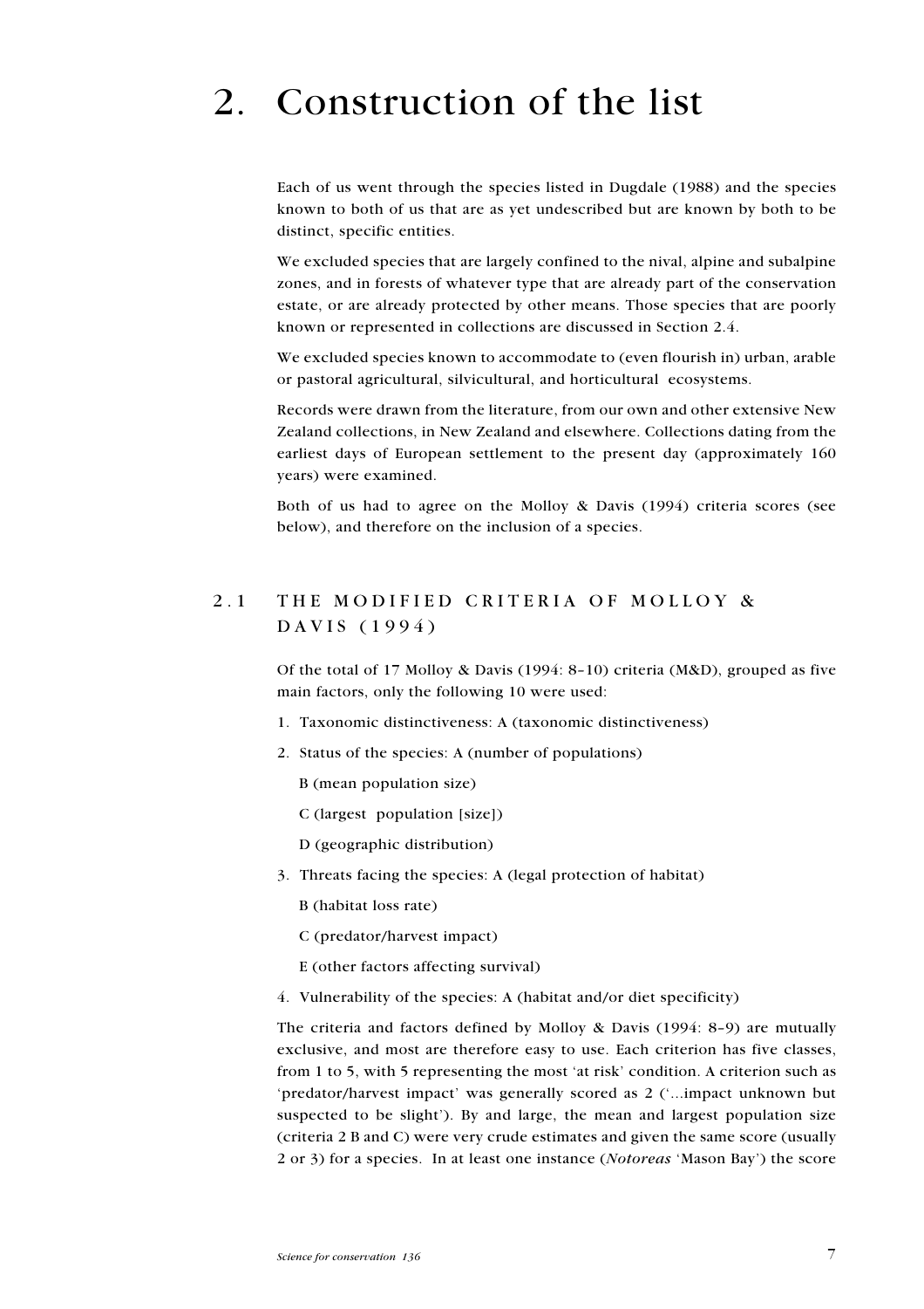# 2. Construction of the list

Each of us went through the species listed in Dugdale (1988) and the species known to both of us that are as yet undescribed but are known by both to be distinct, specific entities.

We excluded species that are largely confined to the nival, alpine and subalpine zones, and in forests of whatever type that are already part of the conservation estate, or are already protected by other means. Those species that are poorly known or represented in collections are discussed in Section 2.4.

We excluded species known to accommodate to (even flourish in) urban, arable or pastoral agricultural, silvicultural, and horticultural ecosystems.

Records were drawn from the literature, from our own and other extensive New Zealand collections, in New Zealand and elsewhere. Collections dating from the earliest days of European settlement to the present day (approximately 160 years) were examined.

Both of us had to agree on the Molloy & Davis (1994) criteria scores (see below), and therefore on the inclusion of a species.

## 2.1 THE MODIFIED CRITERIA OF MOLLOY & DAVIS (1994)

Of the total of 17 Molloy & Davis (1994: 8–10) criteria (M&D), grouped as five main factors, only the following 10 were used:

1. Taxonomic distinctiveness: A (taxonomic distinctiveness)
2. Status of the species: A (number of populations)

   B (mean population size)

   C (largest population [size])

   D (geographic distribution)
3. Threats facing the species: A (legal protection of habitat)

   B (habitat loss rate)

   C (predator/harvest impact)

   E (other factors affecting survival)
4. Vulnerability of the species: A (habitat and/or diet specificity)

The criteria and factors defined by Molloy & Davis (1994: 8–9) are mutually exclusive, and most are therefore easy to use. Each criterion has five classes, from 1 to 5, with 5 representing the most 'at risk' condition. A criterion such as 'predator/harvest impact' was generally scored as 2 ('...impact unknown but suspected to be slight'). By and large, the mean and largest population size (criteria 2 B and C) were very crude estimates and given the same score (usually 2 or 3) for a species. In at least one instance (*Notoreas* 'Mason Bay') the score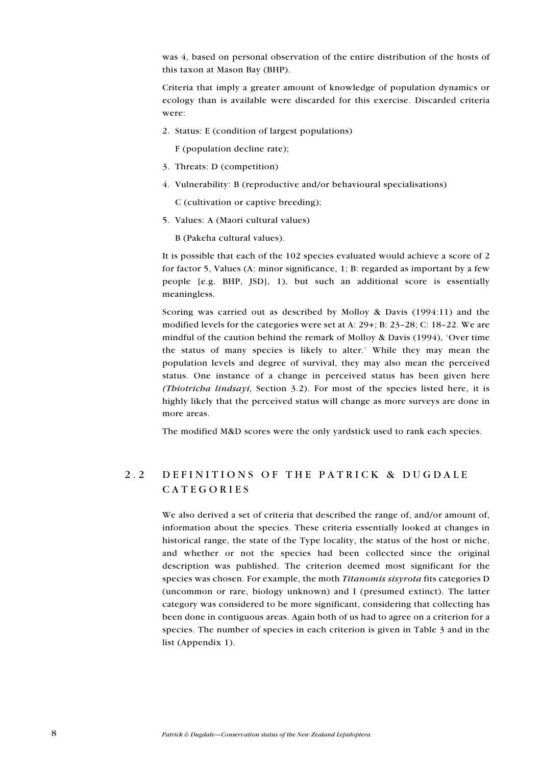was 4, based on personal observation of the entire distribution of the hosts of this taxon at Mason Bay (BHP).

Criteria that imply a greater amount of knowledge of population dynamics or ecology than is available were discarded for this exercise. Discarded criteria were:

2. Status: E (condition of largest populations)

   F (population decline rate);

3. Threats: D (competition)

4. Vulnerability: B (reproductive and/or behavioural specialisations)

   C (cultivation or captive breeding);

5. Values: A (Maori cultural values)

   B (Pakeha cultural values).

It is possible that each of the 102 species evaluated would achieve a score of 2 for factor 5, Values (A: minor significance, 1; B: regarded as important by a few people [e.g. BHP, JSD], 1), but such an additional score is essentially meaningless.

Scoring was carried out as described by Molloy & Davis (1994:11) and the modified levels for the categories were set at A: 29+; B: 23–28; C: 18–22. We are mindful of the caution behind the remark of Molloy & Davis (1994), 'Over time the status of many species is likely to alter.' While they may mean the population levels and degree of survival, they may also mean the perceived status. One instance of a change in perceived status has been given here *(Thiotricha lindsayi,* Section 3.2). For most of the species listed here, it is highly likely that the perceived status will change as more surveys are done in more areas.

The modified M&D scores were the only yardstick used to rank each species.

## 2.2 DEFINITIONS OF THE PATRICK & DUGDALE CATEGORIES

We also derived a set of criteria that described the range of, and/or amount of, information about the species. These criteria essentially looked at changes in historical range, the state of the Type locality, the status of the host or niche, and whether or not the species had been collected since the original description was published. The criterion deemed most significant for the species was chosen. For example, the moth *Titanomis sisyrota* fits categories D (uncommon or rare, biology unknown) and I (presumed extinct). The latter category was considered to be more significant, considering that collecting has been done in contiguous areas. Again both of us had to agree on a criterion for a species. The number of species in each criterion is given in Table 3 and in the list (Appendix 1).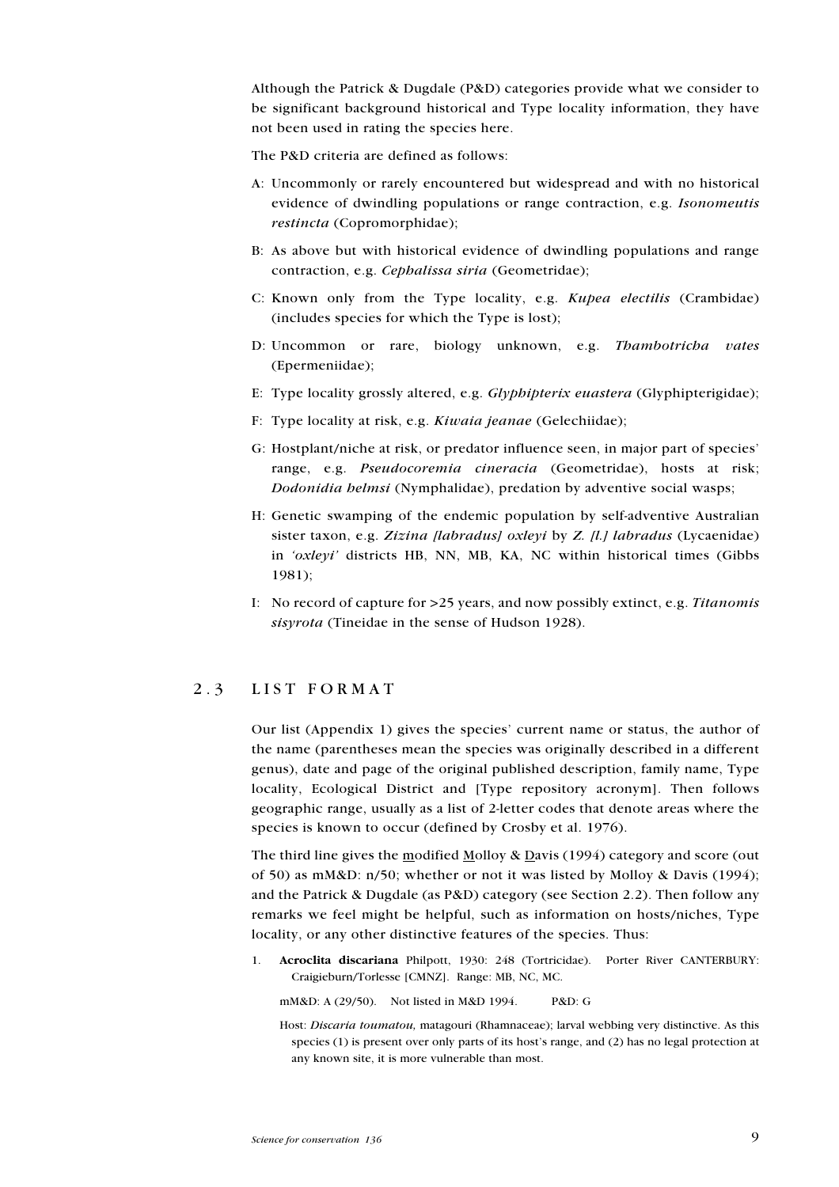Although the Patrick & Dugdale (P&D) categories provide what we consider to be significant background historical and Type locality information, they have not been used in rating the species here.

The P&D criteria are defined as follows:

A: Uncommonly or rarely encountered but widespread and with no historical evidence of dwindling populations or range contraction, e.g. *Isonomeutis restincta* (Copromorphidae);

B: As above but with historical evidence of dwindling populations and range contraction, e.g. *Cephalissa siria* (Geometridae);

C: Known only from the Type locality, e.g. *Kupea electilis* (Crambidae) (includes species for which the Type is lost);

D: Uncommon or rare, biology unknown, e.g. *Thambotricha vates* (Epermeniidae);

E: Type locality grossly altered, e.g. *Glyphipterix euastera* (Glyphipterigidae);

F: Type locality at risk, e.g. *Kiwaia jeanae* (Gelechiidae);

G: Hostplant/niche at risk, or predator influence seen, in major part of species' range, e.g. *Pseudocoremia cineracia* (Geometridae), hosts at risk; *Dodonidia helmsi* (Nymphalidae), predation by adventive social wasps;

H: Genetic swamping of the endemic population by self-adventive Australian sister taxon, e.g. *Zizina [labradus] oxleyi* by *Z. [l.] labradus* (Lycaenidae) in *'oxleyi'* districts HB, NN, MB, KA, NC within historical times (Gibbs 1981);

I: No record of capture for >25 years, and now possibly extinct, e.g. *Titanomis sisyrota* (Tineidae in the sense of Hudson 1928).

## 2.3 LIST FORMAT

Our list (Appendix 1) gives the species' current name or status, the author of the name (parentheses mean the species was originally described in a different genus), date and page of the original published description, family name, Type locality, Ecological District and [Type repository acronym]. Then follows geographic range, usually as a list of 2-letter codes that denote areas where the species is known to occur (defined by Crosby et al. 1976).

The third line gives the modified Molloy & Davis (1994) category and score (out of 50) as mM&D: n/50; whether or not it was listed by Molloy & Davis (1994); and the Patrick & Dugdale (as P&D) category (see Section 2.2). Then follow any remarks we feel might be helpful, such as information on hosts/niches, Type locality, or any other distinctive features of the species. Thus:

1. **Acroclita discariana** Philpott, 1930: 248 (Tortricidae). Porter River CANTERBURY: Craigieburn/Torlesse [CMNZ]. Range: MB, NC, MC.

   mM&D: A (29/50). Not listed in M&D 1994. P&D: G

   Host: *Discaria toumatou,* matagouri (Rhamnaceae); larval webbing very distinctive. As this species (1) is present over only parts of its host's range, and (2) has no legal protection at any known site, it is more vulnerable than most.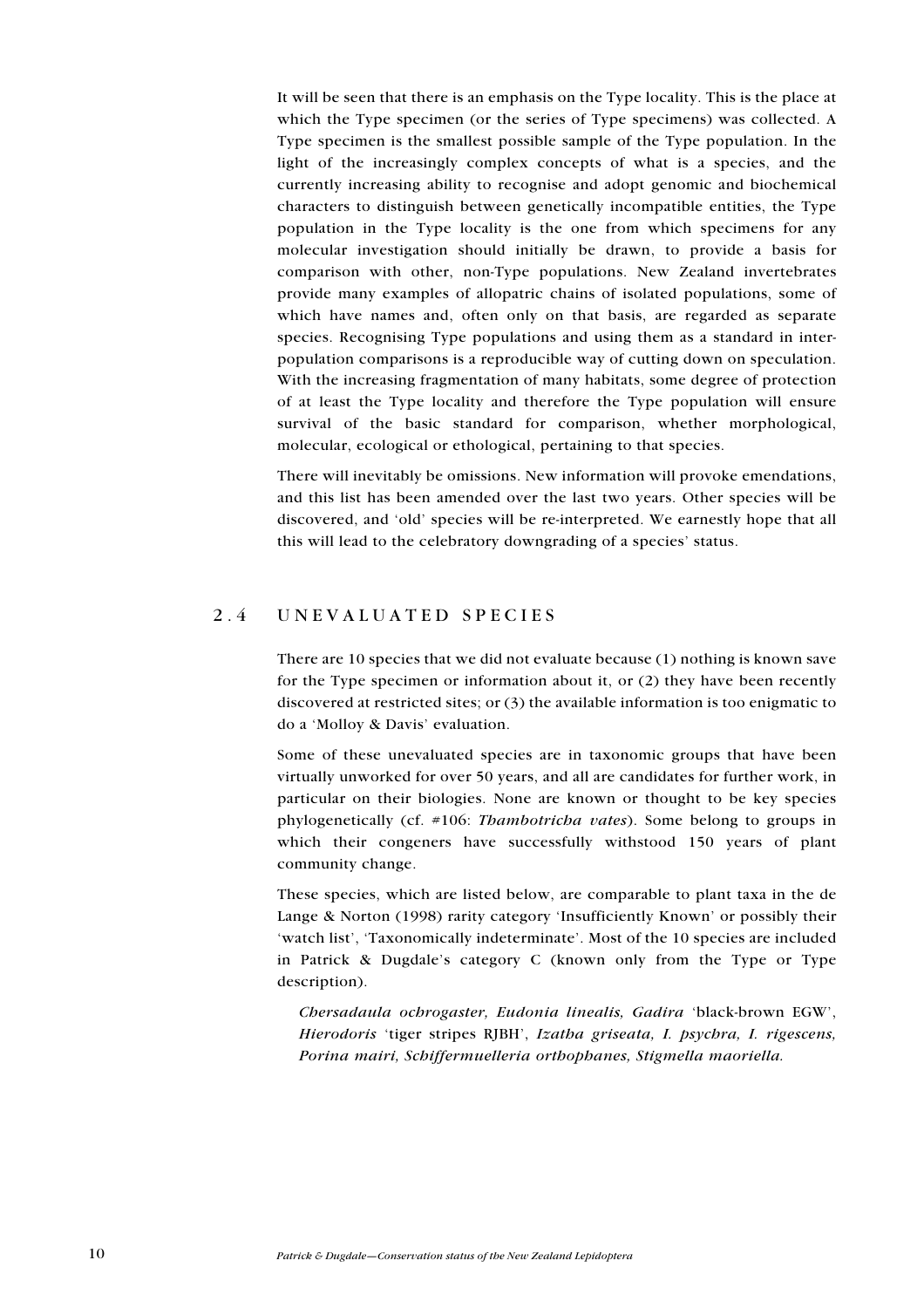It will be seen that there is an emphasis on the Type locality. This is the place at which the Type specimen (or the series of Type specimens) was collected. A Type specimen is the smallest possible sample of the Type population. In the light of the increasingly complex concepts of what is a species, and the currently increasing ability to recognise and adopt genomic and biochemical characters to distinguish between genetically incompatible entities, the Type population in the Type locality is the one from which specimens for any molecular investigation should initially be drawn, to provide a basis for comparison with other, non-Type populations. New Zealand invertebrates provide many examples of allopatric chains of isolated populations, some of which have names and, often only on that basis, are regarded as separate species. Recognising Type populations and using them as a standard in inter-population comparisons is a reproducible way of cutting down on speculation. With the increasing fragmentation of many habitats, some degree of protection of at least the Type locality and therefore the Type population will ensure survival of the basic standard for comparison, whether morphological, molecular, ecological or ethological, pertaining to that species.

There will inevitably be omissions. New information will provoke emendations, and this list has been amended over the last two years. Other species will be discovered, and 'old' species will be re-interpreted. We earnestly hope that all this will lead to the celebratory downgrading of a species' status.

## 2.4 UNEVALUATED SPECIES

There are 10 species that we did not evaluate because (1) nothing is known save for the Type specimen or information about it, or (2) they have been recently discovered at restricted sites; or (3) the available information is too enigmatic to do a 'Molloy & Davis' evaluation.

Some of these unevaluated species are in taxonomic groups that have been virtually unworked for over 50 years, and all are candidates for further work, in particular on their biologies. None are known or thought to be key species phylogenetically (cf. #106: *Thambotricha vates*). Some belong to groups in which their congeners have successfully withstood 150 years of plant community change.

These species, which are listed below, are comparable to plant taxa in the de Lange & Norton (1998) rarity category 'Insufficiently Known' or possibly their 'watch list', 'Taxonomically indeterminate'. Most of the 10 species are included in Patrick & Dugdale's category C (known only from the Type or Type description).

*Chersadaula ochrogaster, Eudonia linealis, Gadira* 'black-brown EGW', *Hierodoris* 'tiger stripes RJBH', *Izatha griseata, I. psychra, I. rigescens, Porina mairi, Schiffermuelleria orthophanes, Stigmella maoriella.*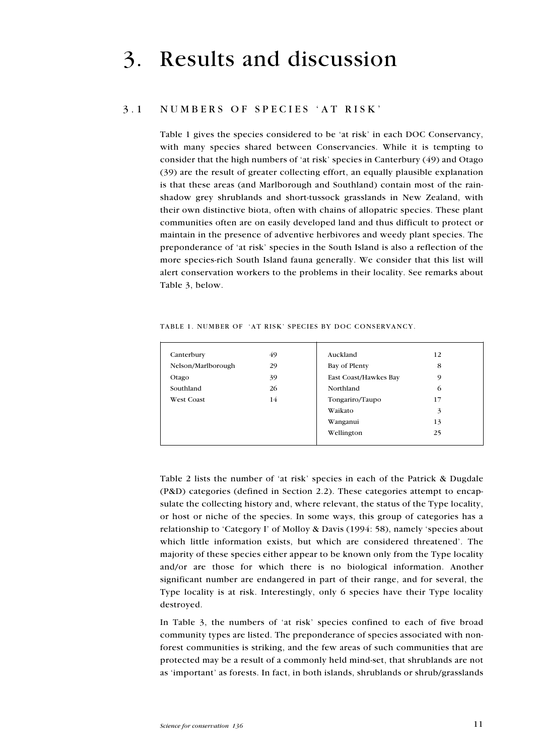# 3. Results and discussion

## 3.1 NUMBERS OF SPECIES 'AT RISK'

Table 1 gives the species considered to be 'at risk' in each DOC Conservancy, with many species shared between Conservancies. While it is tempting to consider that the high numbers of 'at risk' species in Canterbury (49) and Otago (39) are the result of greater collecting effort, an equally plausible explanation is that these areas (and Marlborough and Southland) contain most of the rain-shadow grey shrublands and short-tussock grasslands in New Zealand, with their own distinctive biota, often with chains of allopatric species. These plant communities often are on easily developed land and thus difficult to protect or maintain in the presence of adventive herbivores and weedy plant species. The preponderance of 'at risk' species in the South Island is also a reflection of the more species-rich South Island fauna generally. We consider that this list will alert conservation workers to the problems in their locality. See remarks about Table 3, below.

TABLE 1. NUMBER OF 'AT RISK' SPECIES BY DOC CONSERVANCY.

| | | | |
|---|---|---|---|
| Canterbury | 49 | Auckland | 12 |
| Nelson/Marlborough | 29 | Bay of Plenty | 8 |
| Otago | 39 | East Coast/Hawkes Bay | 9 |
| Southland | 26 | Northland | 6 |
| West Coast | 14 | Tongariro/Taupo | 17 |
| | | Waikato | 3 |
| | | Wanganui | 13 |
| | | Wellington | 25 |

Table 2 lists the number of 'at risk' species in each of the Patrick & Dugdale (P&D) categories (defined in Section 2.2). These categories attempt to encapsulate the collecting history and, where relevant, the status of the Type locality, or host or niche of the species. In some ways, this group of categories has a relationship to 'Category I' of Molloy & Davis (1994: 58), namely 'species about which little information exists, but which are considered threatened'. The majority of these species either appear to be known only from the Type locality and/or are those for which there is no biological information. Another significant number are endangered in part of their range, and for several, the Type locality is at risk. Interestingly, only 6 species have their Type locality destroyed.

In Table 3, the numbers of 'at risk' species confined to each of five broad community types are listed. The preponderance of species associated with non-forest communities is striking, and the few areas of such communities that are protected may be a result of a commonly held mind-set, that shrublands are not as 'important' as forests. In fact, in both islands, shrublands or shrub/grasslands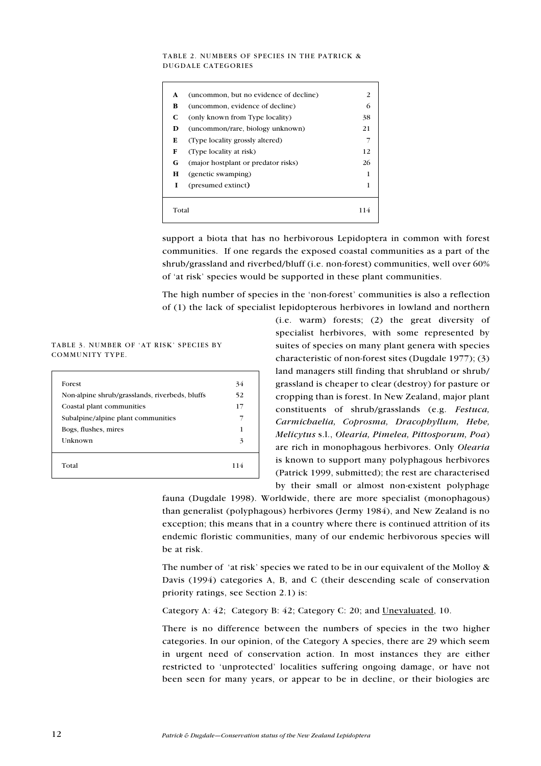TABLE 2. NUMBERS OF SPECIES IN THE PATRICK & DUGDALE CATEGORIES

| | | |
|---|---|---|
| **A** | (uncommon, but no evidence of decline) | 2 |
| **B** | (uncommon, evidence of decline) | 6 |
| **C** | (only known from Type locality) | 38 |
| **D** | (uncommon/rare, biology unknown) | 21 |
| **E** | (Type locality grossly altered) | 7 |
| **F** | (Type locality at risk) | 12 |
| **G** | (major hostplant or predator risks) | 26 |
| **H** | (genetic swamping) | 1 |
| **I** | (presumed extinct**)** | 1 |
| Total | | 114 |

support a biota that has no herbivorous Lepidoptera in common with forest communities. If one regards the exposed coastal communities as a part of the shrub/grassland and riverbed/bluff (i.e. non-forest) communities, well over 60% of 'at risk' species would be supported in these plant communities.

The high number of species in the 'non-forest' communities is also a reflection of (1) the lack of specialist lepidopterous herbivores in lowland and northern (i.e. warm) forests; (2) the great diversity of specialist herbivores, with some represented by suites of species on many plant genera with species characteristic of non-forest sites (Dugdale 1977); (3) land managers still finding that shrubland or shrub/grassland is cheaper to clear (destroy) for pasture or cropping than is forest. In New Zealand, major plant constituents of shrub/grasslands (e.g. *Festuca, Carmichaelia, Coprosma, Dracophyllum, Hebe, Melicytus* s.l., *Olearia, Pimelea, Pittosporum, Poa*) are rich in monophagous herbivores. Only *Olearia* is known to support many polyphagous herbivores (Patrick 1999, submitted); the rest are characterised by their small or almost non-existent polyphage fauna (Dugdale 1998). Worldwide, there are more specialist (monophagous) than generalist (polyphagous) herbivores (Jermy 1984), and New Zealand is no exception; this means that in a country where there is continued attrition of its endemic floristic communities, many of our endemic herbivorous species will be at risk.

TABLE 3. NUMBER OF 'AT RISK' SPECIES BY COMMUNITY TYPE.

| | |
|---|---|
| Forest | 34 |
| Non-alpine shrub/grasslands, riverbeds, bluffs | 52 |
| Coastal plant communities | 17 |
| Subalpine/alpine plant communities | 7 |
| Bogs, flushes, mires | 1 |
| Unknown | 3 |
| Total | 114 |

The number of 'at risk' species we rated to be in our equivalent of the Molloy & Davis (1994) categories A, B, and C (their descending scale of conservation priority ratings, see Section 2.1) is:

Category A: 42; Category B: 42; Category C: 20; and Unevaluated, 10.

There is no difference between the numbers of species in the two higher categories. In our opinion, of the Category A species, there are 29 which seem in urgent need of conservation action. In most instances they are either restricted to 'unprotected' localities suffering ongoing damage, or have not been seen for many years, or appear to be in decline, or their biologies are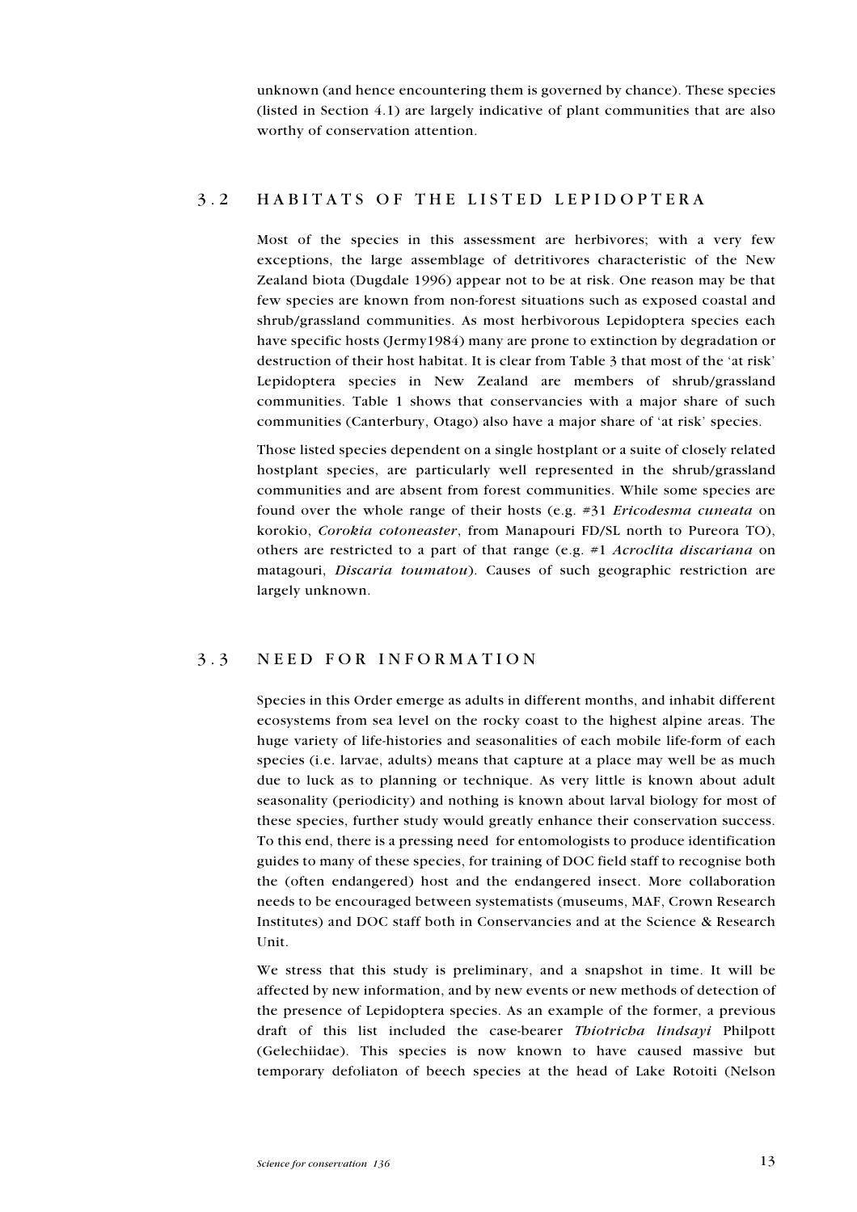unknown (and hence encountering them is governed by chance). These species (listed in Section 4.1) are largely indicative of plant communities that are also worthy of conservation attention.

## 3.2 HABITATS OF THE LISTED LEPIDOPTERA

Most of the species in this assessment are herbivores; with a very few exceptions, the large assemblage of detritivores characteristic of the New Zealand biota (Dugdale 1996) appear not to be at risk. One reason may be that few species are known from non-forest situations such as exposed coastal and shrub/grassland communities. As most herbivorous Lepidoptera species each have specific hosts (Jermy1984) many are prone to extinction by degradation or destruction of their host habitat. It is clear from Table 3 that most of the 'at risk' Lepidoptera species in New Zealand are members of shrub/grassland communities. Table 1 shows that conservancies with a major share of such communities (Canterbury, Otago) also have a major share of 'at risk' species.

Those listed species dependent on a single hostplant or a suite of closely related hostplant species, are particularly well represented in the shrub/grassland communities and are absent from forest communities. While some species are found over the whole range of their hosts (e.g. #31 *Ericodesma cuneata* on korokio, *Corokia cotoneaster*, from Manapouri FD/SL north to Pureora TO), others are restricted to a part of that range (e.g. #1 *Acroclita discariana* on matagouri, *Discaria toumatou*). Causes of such geographic restriction are largely unknown.

## 3.3 NEED FOR INFORMATION

Species in this Order emerge as adults in different months, and inhabit different ecosystems from sea level on the rocky coast to the highest alpine areas. The huge variety of life-histories and seasonalities of each mobile life-form of each species (i.e. larvae, adults) means that capture at a place may well be as much due to luck as to planning or technique. As very little is known about adult seasonality (periodicity) and nothing is known about larval biology for most of these species, further study would greatly enhance their conservation success. To this end, there is a pressing need for entomologists to produce identification guides to many of these species, for training of DOC field staff to recognise both the (often endangered) host and the endangered insect. More collaboration needs to be encouraged between systematists (museums, MAF, Crown Research Institutes) and DOC staff both in Conservancies and at the Science & Research Unit.

We stress that this study is preliminary, and a snapshot in time. It will be affected by new information, and by new events or new methods of detection of the presence of Lepidoptera species. As an example of the former, a previous draft of this list included the case-bearer *Thiotricha lindsayi* Philpott (Gelechiidae). This species is now known to have caused massive but temporary defoliaton of beech species at the head of Lake Rotoiti (Nelson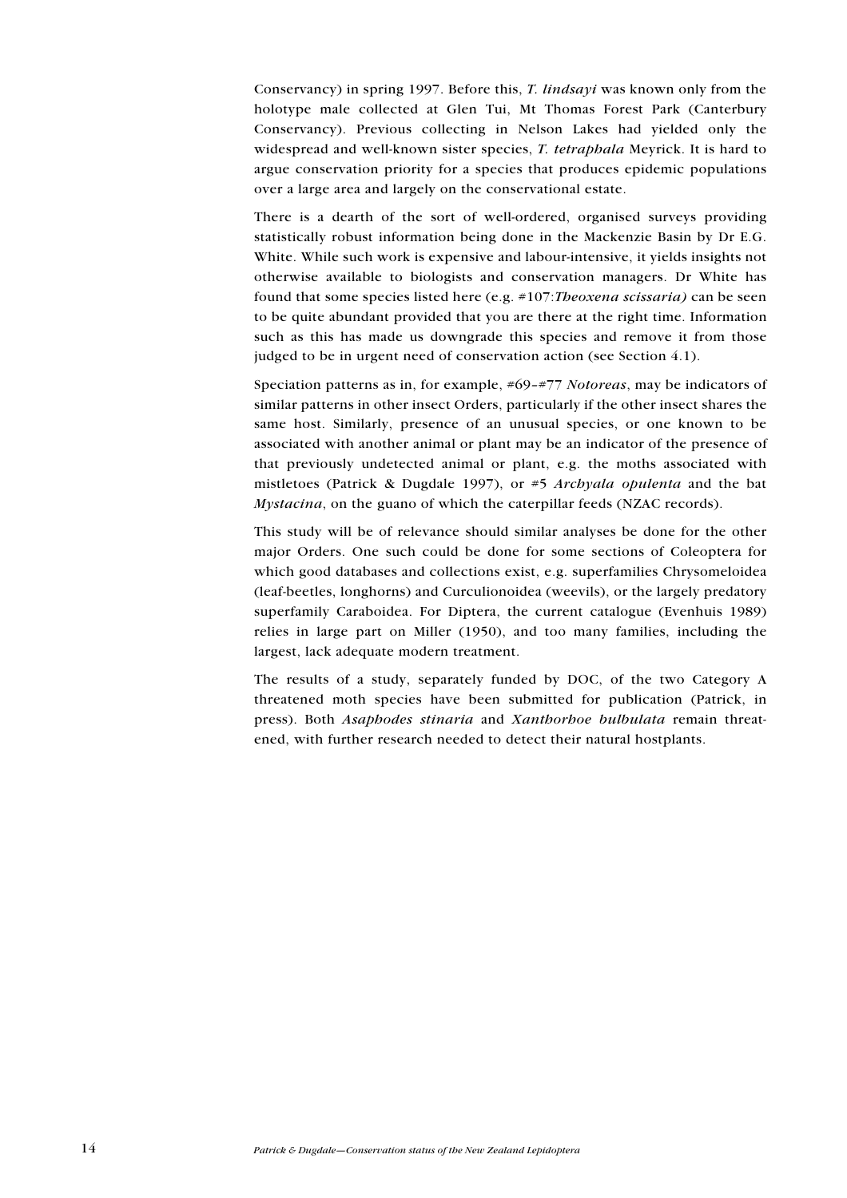Conservancy) in spring 1997. Before this, *T. lindsayi* was known only from the holotype male collected at Glen Tui, Mt Thomas Forest Park (Canterbury Conservancy). Previous collecting in Nelson Lakes had yielded only the widespread and well-known sister species, *T. tetraphala* Meyrick. It is hard to argue conservation priority for a species that produces epidemic populations over a large area and largely on the conservational estate.

There is a dearth of the sort of well-ordered, organised surveys providing statistically robust information being done in the Mackenzie Basin by Dr E.G. White. While such work is expensive and labour-intensive, it yields insights not otherwise available to biologists and conservation managers. Dr White has found that some species listed here (e.g. #107:*Theoxena scissaria)* can be seen to be quite abundant provided that you are there at the right time. Information such as this has made us downgrade this species and remove it from those judged to be in urgent need of conservation action (see Section 4.1).

Speciation patterns as in, for example, #69–#77 *Notoreas*, may be indicators of similar patterns in other insect Orders, particularly if the other insect shares the same host. Similarly, presence of an unusual species, or one known to be associated with another animal or plant may be an indicator of the presence of that previously undetected animal or plant, e.g. the moths associated with mistletoes (Patrick & Dugdale 1997), or #5 *Archyala opulenta* and the bat *Mystacina*, on the guano of which the caterpillar feeds (NZAC records).

This study will be of relevance should similar analyses be done for the other major Orders. One such could be done for some sections of Coleoptera for which good databases and collections exist, e.g. superfamilies Chrysomeloidea (leaf-beetles, longhorns) and Curculionoidea (weevils), or the largely predatory superfamily Caraboidea. For Diptera, the current catalogue (Evenhuis 1989) relies in large part on Miller (1950), and too many families, including the largest, lack adequate modern treatment.

The results of a study, separately funded by DOC, of the two Category A threatened moth species have been submitted for publication (Patrick, in press). Both *Asaphodes stinaria* and *Xanthorhoe bulbulata* remain threatened, with further research needed to detect their natural hostplants.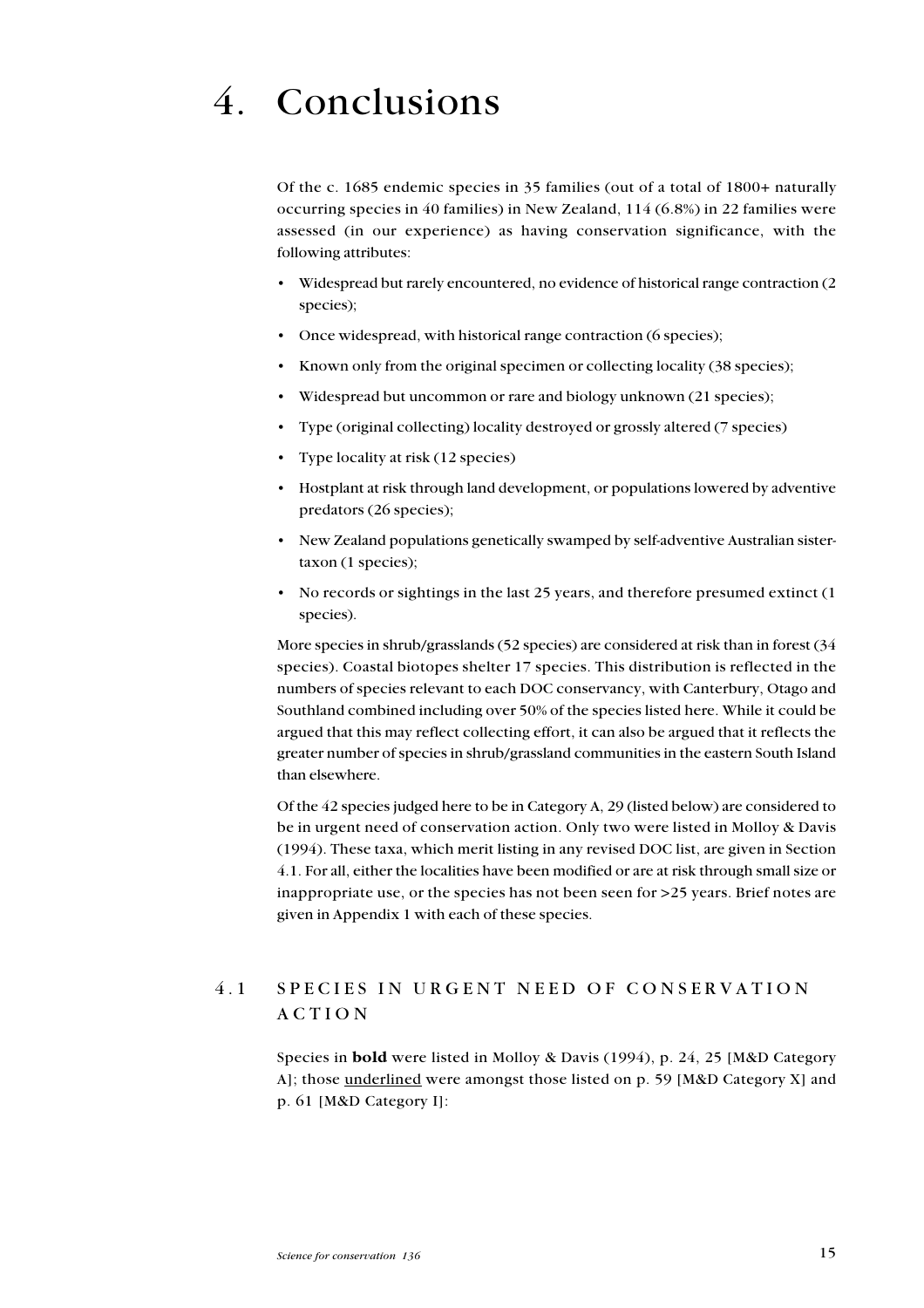# 4. Conclusions

Of the c. 1685 endemic species in 35 families (out of a total of 1800+ naturally occurring species in 40 families) in New Zealand, 114 (6.8%) in 22 families were assessed (in our experience) as having conservation significance, with the following attributes:

- Widespread but rarely encountered, no evidence of historical range contraction (2 species);
- Once widespread, with historical range contraction (6 species);
- Known only from the original specimen or collecting locality (38 species);
- Widespread but uncommon or rare and biology unknown (21 species);
- Type (original collecting) locality destroyed or grossly altered (7 species)
- Type locality at risk (12 species)
- Hostplant at risk through land development, or populations lowered by adventive predators (26 species);
- New Zealand populations genetically swamped by self-adventive Australian sister-taxon (1 species);
- No records or sightings in the last 25 years, and therefore presumed extinct (1 species).

More species in shrub/grasslands (52 species) are considered at risk than in forest (34 species). Coastal biotopes shelter 17 species. This distribution is reflected in the numbers of species relevant to each DOC conservancy, with Canterbury, Otago and Southland combined including over 50% of the species listed here. While it could be argued that this may reflect collecting effort, it can also be argued that it reflects the greater number of species in shrub/grassland communities in the eastern South Island than elsewhere.

Of the 42 species judged here to be in Category A, 29 (listed below) are considered to be in urgent need of conservation action. Only two were listed in Molloy & Davis (1994). These taxa, which merit listing in any revised DOC list, are given in Section 4.1. For all, either the localities have been modified or are at risk through small size or inappropriate use, or the species has not been seen for >25 years. Brief notes are given in Appendix 1 with each of these species.

## 4.1 SPECIES IN URGENT NEED OF CONSERVATION ACTION

Species in **bold** were listed in Molloy & Davis (1994), p. 24, 25 [M&D Category A]; those <u>underlined</u> were amongst those listed on p. 59 [M&D Category X] and p. 61 [M&D Category I]: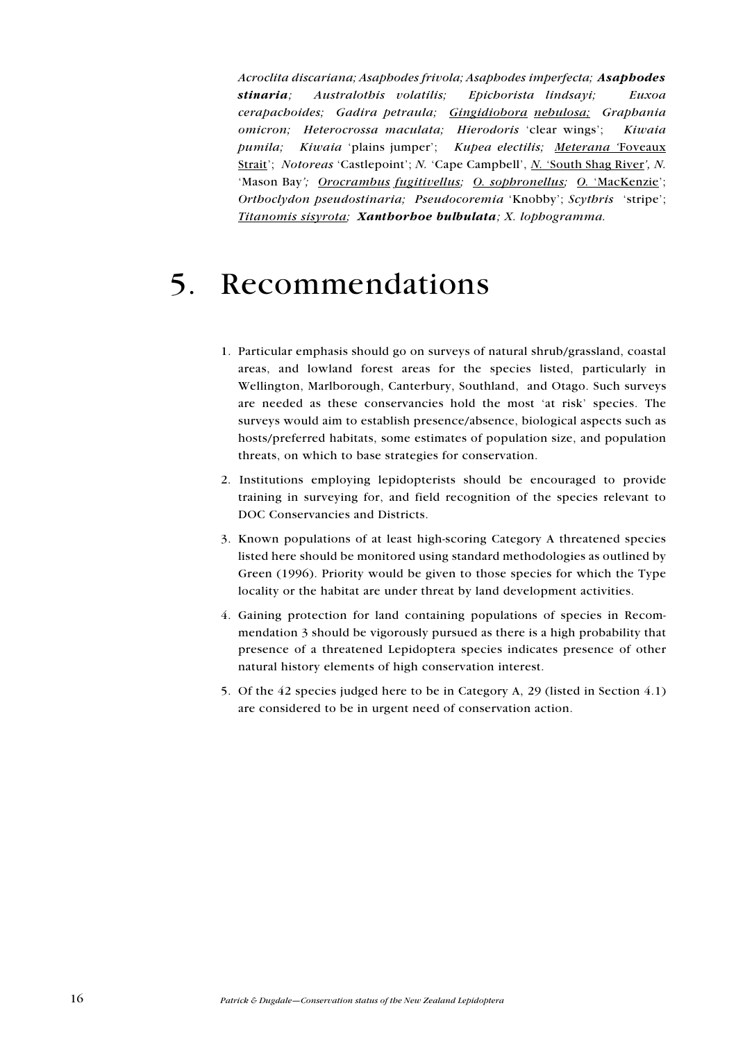*Acroclita discariana; Asaphodes frivola; Asaphodes imperfecta;* ***Asaphodes stinaria****; Australothis volatilis; Epichorista lindsayi; Euxoa cerapachoides; Gadira petraula;* <u>*Gingidiobora nebulosa;*</u> *Graphania omicron; Heterocrossa maculata; Hierodoris* 'clear wings'; *Kiwaia pumila; Kiwaia* 'plains jumper'; *Kupea electilis;* <u>*Meterana* 'Foveaux Strait</u>'; *Notoreas* 'Castlepoint'; *N.* 'Cape Campbell', <u>*N.* 'South Shag River</u>'*, N.* 'Mason Bay'*;* <u>*Orocrambus fugitivellus;*</u> <u>*O. sophronellus;*</u> <u>*O.* 'MacKenzie</u>'; *Orthoclydon pseudostinaria; Pseudocoremia* 'Knobby'; *Scythris* 'stripe'; <u>*Titanomis sisyrota;*</u> ***Xanthorhoe bulbulata****; X. lophogramma.*

# 5. Recommendations

1. Particular emphasis should go on surveys of natural shrub/grassland, coastal areas, and lowland forest areas for the species listed, particularly in Wellington, Marlborough, Canterbury, Southland, and Otago. Such surveys are needed as these conservancies hold the most 'at risk' species. The surveys would aim to establish presence/absence, biological aspects such as hosts/preferred habitats, some estimates of population size, and population threats, on which to base strategies for conservation.
2. Institutions employing lepidopterists should be encouraged to provide training in surveying for, and field recognition of the species relevant to DOC Conservancies and Districts.
3. Known populations of at least high-scoring Category A threatened species listed here should be monitored using standard methodologies as outlined by Green (1996). Priority would be given to those species for which the Type locality or the habitat are under threat by land development activities.
4. Gaining protection for land containing populations of species in Recommendation 3 should be vigorously pursued as there is a high probability that presence of a threatened Lepidoptera species indicates presence of other natural history elements of high conservation interest.
5. Of the 42 species judged here to be in Category A, 29 (listed in Section 4.1) are considered to be in urgent need of conservation action.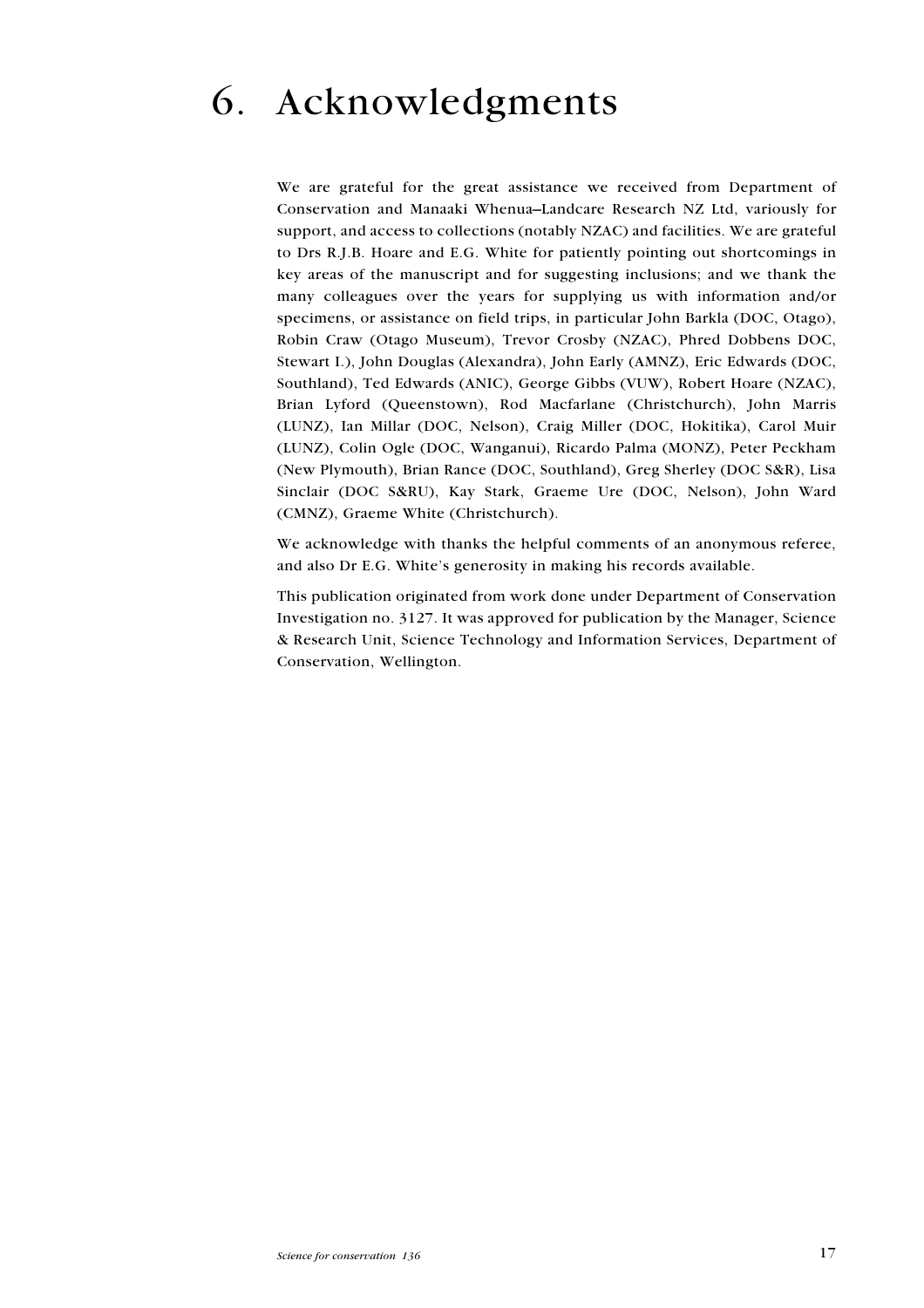# 6. Acknowledgments

We are grateful for the great assistance we received from Department of Conservation and Manaaki Whenua–Landcare Research NZ Ltd, variously for support, and access to collections (notably NZAC) and facilities. We are grateful to Drs R.J.B. Hoare and E.G. White for patiently pointing out shortcomings in key areas of the manuscript and for suggesting inclusions; and we thank the many colleagues over the years for supplying us with information and/or specimens, or assistance on field trips, in particular John Barkla (DOC, Otago), Robin Craw (Otago Museum), Trevor Crosby (NZAC), Phred Dobbens DOC, Stewart I.), John Douglas (Alexandra), John Early (AMNZ), Eric Edwards (DOC, Southland), Ted Edwards (ANIC), George Gibbs (VUW), Robert Hoare (NZAC), Brian Lyford (Queenstown), Rod Macfarlane (Christchurch), John Marris (LUNZ), Ian Millar (DOC, Nelson), Craig Miller (DOC, Hokitika), Carol Muir (LUNZ), Colin Ogle (DOC, Wanganui), Ricardo Palma (MONZ), Peter Peckham (New Plymouth), Brian Rance (DOC, Southland), Greg Sherley (DOC S&R), Lisa Sinclair (DOC S&RU), Kay Stark, Graeme Ure (DOC, Nelson), John Ward (CMNZ), Graeme White (Christchurch).

We acknowledge with thanks the helpful comments of an anonymous referee, and also Dr E.G. White's generosity in making his records available.

This publication originated from work done under Department of Conservation Investigation no. 3127. It was approved for publication by the Manager, Science & Research Unit, Science Technology and Information Services, Department of Conservation, Wellington.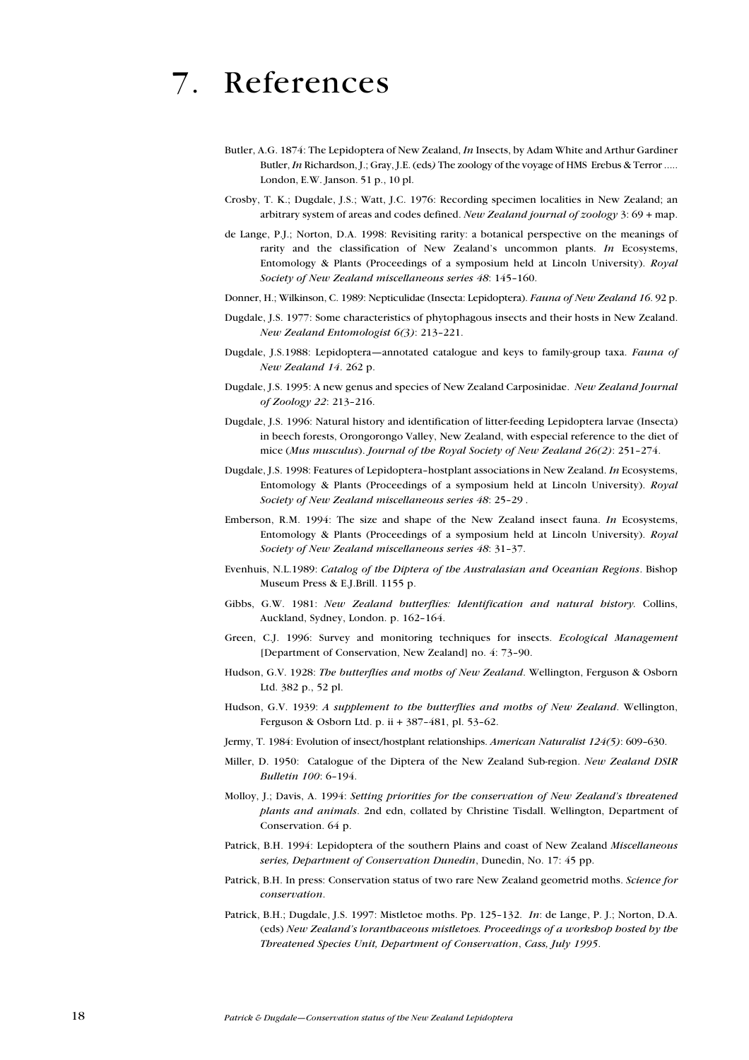# 7. References

Butler, A.G. 1874: The Lepidoptera of New Zealand, *In* Insects, by Adam White and Arthur Gardiner Butler, *In* Richardson, J.; Gray, J.E. (eds*)* The zoology of the voyage of HMS Erebus & Terror ….. London, E.W. Janson. 51 p., 10 pl.

Crosby, T. K.; Dugdale, J.S.; Watt, J.C. 1976: Recording specimen localities in New Zealand; an arbitrary system of areas and codes defined. *New Zealand journal of zoology* 3: 69 + map.

de Lange, P.J.; Norton, D.A. 1998: Revisiting rarity: a botanical perspective on the meanings of rarity and the classification of New Zealand's uncommon plants. *In* Ecosystems, Entomology & Plants (Proceedings of a symposium held at Lincoln University). *Royal Society of New Zealand miscellaneous series 48*: 145–160.

Donner, H.; Wilkinson, C. 1989: Nepticulidae (Insecta: Lepidoptera). *Fauna of New Zealand 16*. 92 p.

Dugdale, J.S. 1977: Some characteristics of phytophagous insects and their hosts in New Zealand. *New Zealand Entomologist 6(3)*: 213–221.

Dugdale, J.S.1988: Lepidoptera—annotated catalogue and keys to family-group taxa. *Fauna of New Zealand 14*. 262 p.

Dugdale, J.S. 1995: A new genus and species of New Zealand Carposinidae. *New Zealand Journal of Zoology 22*: 213–216.

Dugdale, J.S. 1996: Natural history and identification of litter-feeding Lepidoptera larvae (Insecta) in beech forests, Orongorongo Valley, New Zealand, with especial reference to the diet of mice (*Mus musculus*). *Journal of the Royal Society of New Zealand 26(2)*: 251–274.

Dugdale, J.S. 1998: Features of Lepidoptera–hostplant associations in New Zealand. *In* Ecosystems, Entomology & Plants (Proceedings of a symposium held at Lincoln University). *Royal Society of New Zealand miscellaneous series 48*: 25–29 .

Emberson, R.M. 1994: The size and shape of the New Zealand insect fauna. *In* Ecosystems, Entomology & Plants (Proceedings of a symposium held at Lincoln University). *Royal Society of New Zealand miscellaneous series 48*: 31–37.

Evenhuis, N.L.1989: *Catalog of the Diptera of the Australasian and Oceanian Regions*. Bishop Museum Press & E.J.Brill. 1155 p.

Gibbs, G.W. 1981: *New Zealand butterflies: Identification and natural history*. Collins, Auckland, Sydney, London. p. 162–164.

Green, C.J. 1996: Survey and monitoring techniques for insects. *Ecological Management* [Department of Conservation, New Zealand] no. 4: 73–90.

Hudson, G.V. 1928: *The butterflies and moths of New Zealand*. Wellington, Ferguson & Osborn Ltd. 382 p., 52 pl.

Hudson, G.V. 1939: *A supplement to the butterflies and moths of New Zealand*. Wellington, Ferguson & Osborn Ltd. p. ii + 387–481, pl. 53–62.

Jermy, T. 1984: Evolution of insect/hostplant relationships. *American Naturalist 124(5)*: 609–630.

Miller, D. 1950: Catalogue of the Diptera of the New Zealand Sub-region. *New Zealand DSIR Bulletin 100*: 6–194.

Molloy, J.; Davis, A. 1994: *Setting priorities for the conservation of New Zealand's threatened plants and animals*. 2nd edn, collated by Christine Tisdall. Wellington, Department of Conservation. 64 p.

Patrick, B.H. 1994: Lepidoptera of the southern Plains and coast of New Zealand *Miscellaneous series, Department of Conservation Dunedin*, Dunedin, No. 17: 45 pp.

Patrick, B.H. In press: Conservation status of two rare New Zealand geometrid moths. *Science for conservation*.

Patrick, B.H.; Dugdale, J.S. 1997: Mistletoe moths. Pp. 125–132. *In*: de Lange, P. J.; Norton, D.A. (eds) *New Zealand's loranthaceous mistletoes. Proceedings of a workshop hosted by the Threatened Species Unit, Department of Conservation, Cass, July 1995*.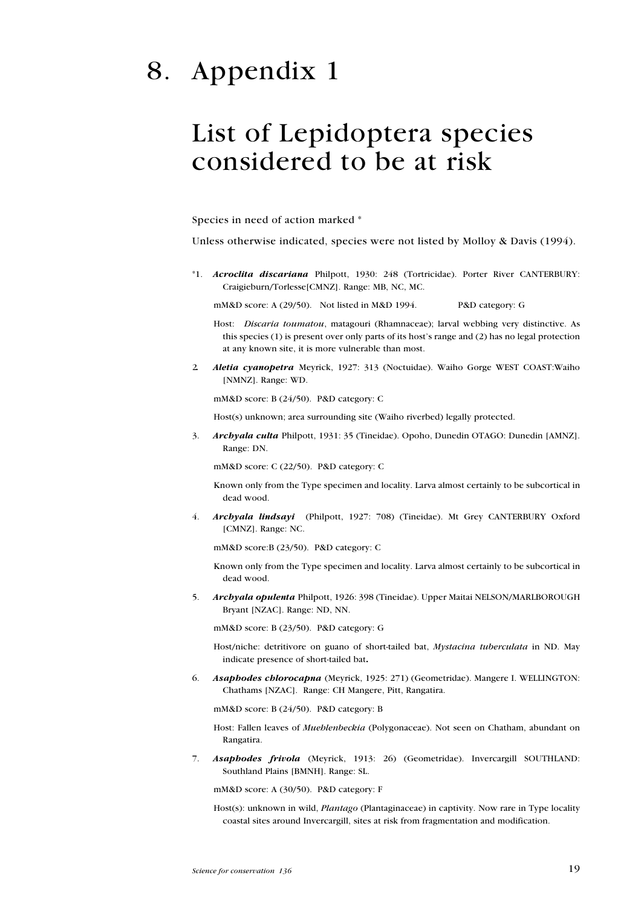# 8. Appendix 1

## List of Lepidoptera species considered to be at risk

Species in need of action marked *

Unless otherwise indicated, species were not listed by Molloy & Davis (1994).

*1. ***Acroclita discariana*** Philpott, 1930: 248 (Tortricidae). Porter River CANTERBURY: Craigieburn/Torlesse[CMNZ]. Range: MB, NC, MC.

mM&D score: A (29/50). Not listed in M&D 1994. P&D category: G

Host: *Discaria toumatou*, matagouri (Rhamnaceae); larval webbing very distinctive. As this species (1) is present over only parts of its host's range and (2) has no legal protection at any known site, it is more vulnerable than most.

2. ***Aletia cyanopetra*** Meyrick, 1927: 313 (Noctuidae). Waiho Gorge WEST COAST:Waiho [NMNZ]. Range: WD.

mM&D score: B (24/50). P&D category: C

Host(s) unknown; area surrounding site (Waiho riverbed) legally protected.

3. ***Archyala culta*** Philpott, 1931: 35 (Tineidae). Opoho, Dunedin OTAGO: Dunedin [AMNZ]. Range: DN.

mM&D score: C (22/50). P&D category: C

Known only from the Type specimen and locality. Larva almost certainly to be subcortical in dead wood.

4. ***Archyala lindsayi*** (Philpott, 1927: 708) (Tineidae). Mt Grey CANTERBURY Oxford [CMNZ]. Range: NC.

mM&D score:B (23/50). P&D category: C

Known only from the Type specimen and locality. Larva almost certainly to be subcortical in dead wood.

5. ***Archyala opulenta*** Philpott, 1926: 398 (Tineidae). Upper Maitai NELSON/MARLBOROUGH Bryant [NZAC]. Range: ND, NN.

mM&D score: B (23/50). P&D category: G

Host/niche: detritivore on guano of short-tailed bat, *Mystacina tuberculata* in ND. May indicate presence of short-tailed bat**.**

6. ***Asaphodes chlorocapna*** (Meyrick, 1925: 271) (Geometridae). Mangere I. WELLINGTON: Chathams [NZAC]. Range: CH Mangere, Pitt, Rangatira.

mM&D score: B (24/50). P&D category: B

Host: Fallen leaves of *Muehlenbeckia* (Polygonaceae). Not seen on Chatham, abundant on Rangatira.

7. ***Asaphodes frivola*** (Meyrick, 1913: 26) (Geometridae). Invercargill SOUTHLAND: Southland Plains [BMNH]. Range: SL.

mM&D score: A (30/50). P&D category: F

Host(s): unknown in wild, *Plantago* (Plantaginaceae) in captivity. Now rare in Type locality coastal sites around Invercargill, sites at risk from fragmentation and modification.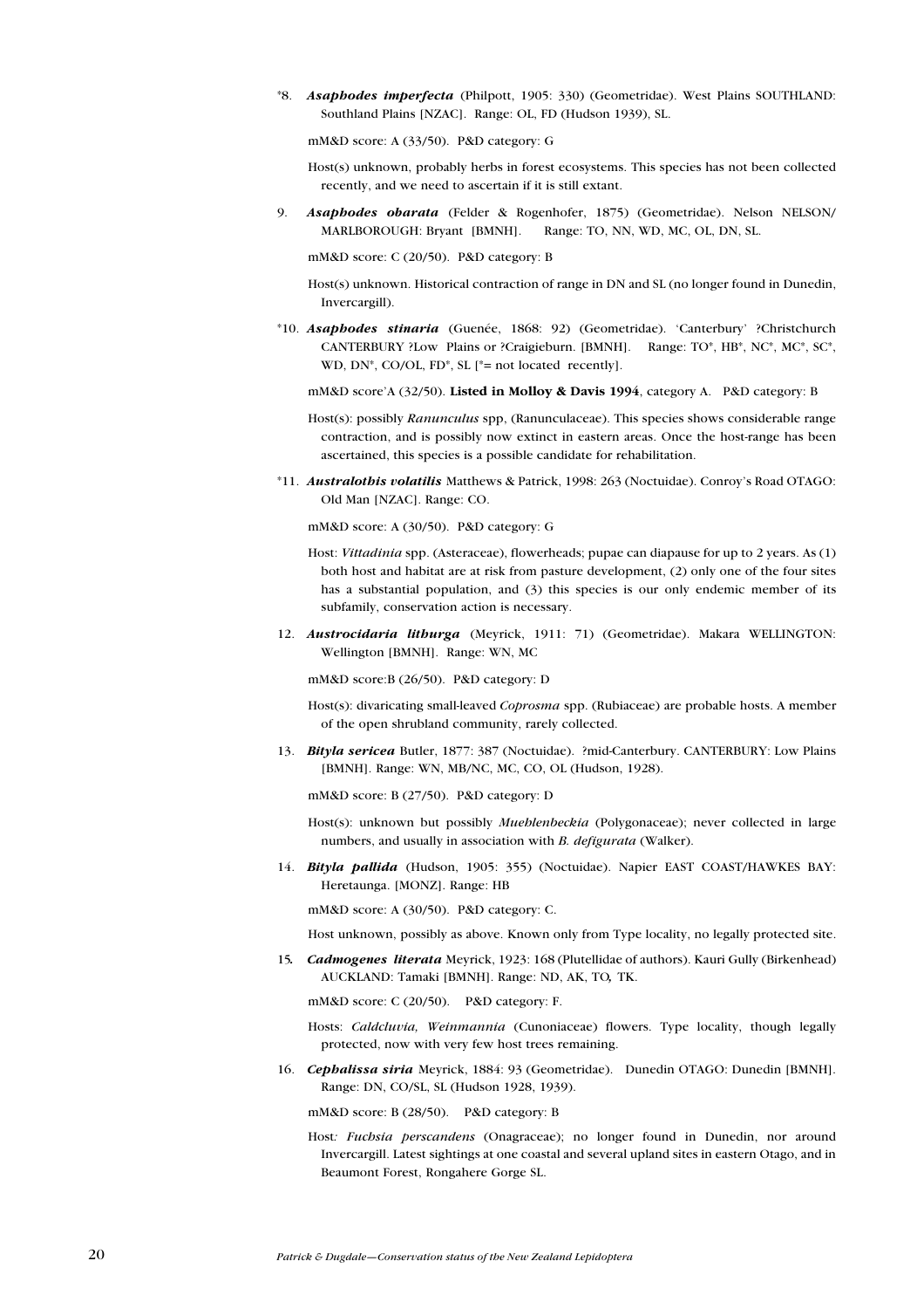*8. ***Asaphodes imperfecta*** (Philpott, 1905: 330) (Geometridae). West Plains SOUTHLAND: Southland Plains [NZAC]. Range: OL, FD (Hudson 1939), SL.

mM&D score: A (33/50). P&D category: G

Host(s) unknown, probably herbs in forest ecosystems. This species has not been collected recently, and we need to ascertain if it is still extant.

9. ***Asaphodes obarata*** (Felder & Rogenhofer, 1875) (Geometridae). Nelson NELSON/ MARLBOROUGH: Bryant [BMNH]. Range: TO, NN, WD, MC, OL, DN, SL.

mM&D score: C (20/50). P&D category: B

Host(s) unknown. Historical contraction of range in DN and SL (no longer found in Dunedin, Invercargill).

*10. ***Asaphodes stinaria*** (Guenée, 1868: 92) (Geometridae). 'Canterbury' ?Christchurch CANTERBURY ?Low Plains or ?Craigieburn. [BMNH]. Range: TO*, HB*, NC*, MC*, SC*, WD, DN*, CO/OL, FD*, SL [*= not located recently].

mM&D score'A (32/50). **Listed in Molloy & Davis 1994**, category A. P&D category: B

Host(s): possibly *Ranunculus* spp, (Ranunculaceae). This species shows considerable range contraction, and is possibly now extinct in eastern areas. Once the host-range has been ascertained, this species is a possible candidate for rehabilitation.

*11. ***Australothis volatilis*** Matthews & Patrick, 1998: 263 (Noctuidae). Conroy's Road OTAGO: Old Man [NZAC]. Range: CO.

mM&D score: A (30/50). P&D category: G

Host: *Vittadinia* spp. (Asteraceae), flowerheads; pupae can diapause for up to 2 years. As (1) both host and habitat are at risk from pasture development, (2) only one of the four sites has a substantial population, and (3) this species is our only endemic member of its subfamily, conservation action is necessary.

12. ***Austrocidaria lithurga*** (Meyrick, 1911: 71) (Geometridae). Makara WELLINGTON: Wellington [BMNH]. Range: WN, MC

mM&D score:B (26/50). P&D category: D

Host(s): divaricating small-leaved *Coprosma* spp. (Rubiaceae) are probable hosts. A member of the open shrubland community, rarely collected.

13. ***Bityla sericea*** Butler, 1877: 387 (Noctuidae). ?mid-Canterbury. CANTERBURY: Low Plains [BMNH]. Range: WN, MB/NC, MC, CO, OL (Hudson, 1928).

mM&D score: B (27/50). P&D category: D

Host(s): unknown but possibly *Muehlenbeckia* (Polygonaceae); never collected in large numbers, and usually in association with *B. defigurata* (Walker).

14. ***Bityla pallida*** (Hudson, 1905: 355) (Noctuidae). Napier EAST COAST/HAWKES BAY: Heretaunga. [MONZ]. Range: HB

mM&D score: A (30/50). P&D category: C.

Host unknown, possibly as above. Known only from Type locality, no legally protected site.

15. ***Cadmogenes literata*** Meyrick, 1923: 168 (Plutellidae of authors). Kauri Gully (Birkenhead) AUCKLAND: Tamaki [BMNH]. Range: ND, AK, TO, TK.

mM&D score: C (20/50). P&D category: F.

Hosts: *Caldcluvia, Weinmannia* (Cunoniaceae) flowers. Type locality, though legally protected, now with very few host trees remaining.

16. ***Cephalissa siria*** Meyrick, 1884: 93 (Geometridae). Dunedin OTAGO: Dunedin [BMNH]. Range: DN, CO/SL, SL (Hudson 1928, 1939).

mM&D score: B (28/50). P&D category: B

Host: *Fuchsia perscandens* (Onagraceae); no longer found in Dunedin, nor around Invercargill. Latest sightings at one coastal and several upland sites in eastern Otago, and in Beaumont Forest, Rongahere Gorge SL.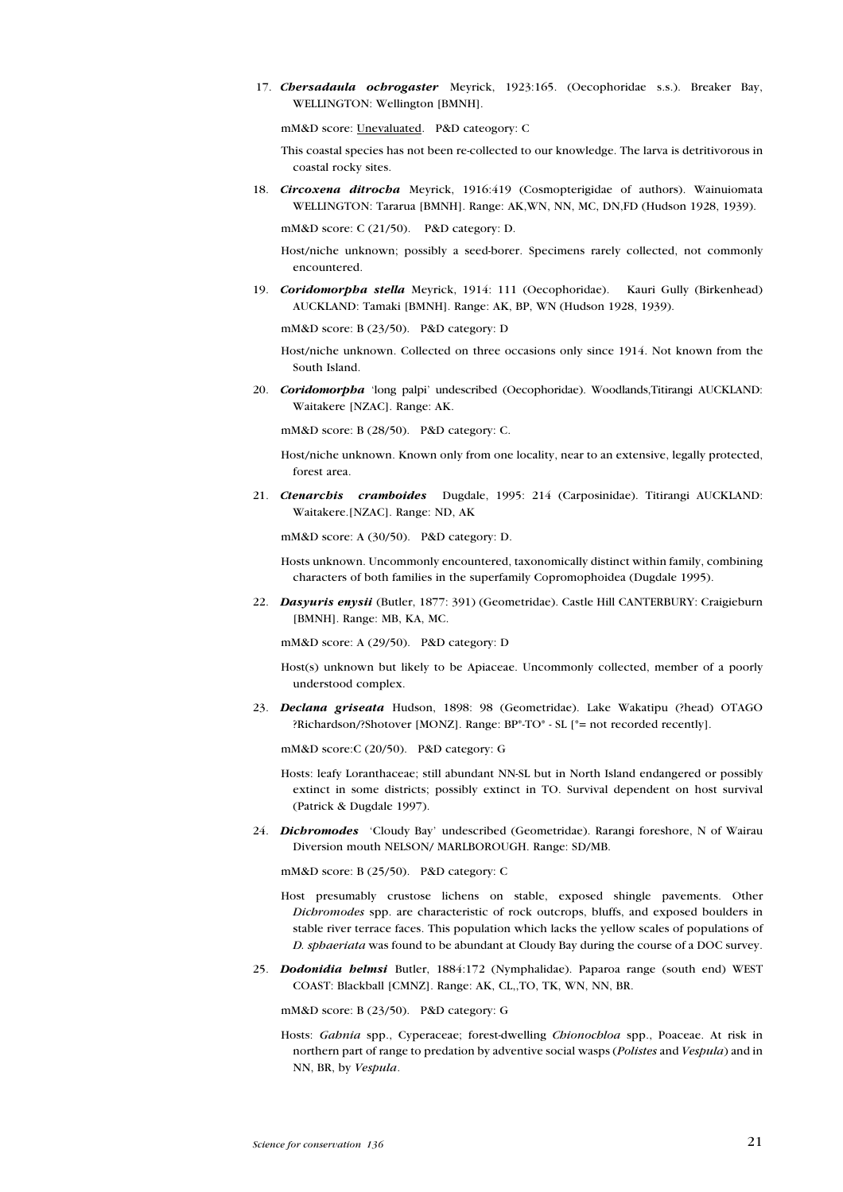17. ***Chersadaula ochrogaster*** Meyrick, 1923:165. (Oecophoridae s.s.). Breaker Bay, WELLINGTON: Wellington [BMNH].

    mM&D score: Unevaluated. P&D cateogory: C

    This coastal species has not been re-collected to our knowledge. The larva is detritivorous in coastal rocky sites.

18. ***Circoxena ditrocha*** Meyrick, 1916:419 (Cosmopterigidae of authors). Wainuiomata WELLINGTON: Tararua [BMNH]. Range: AK,WN, NN, MC, DN,FD (Hudson 1928, 1939).

    mM&D score: C (21/50). P&D category: D.

    Host/niche unknown; possibly a seed-borer. Specimens rarely collected, not commonly encountered.

19. ***Coridomorpha stella*** Meyrick, 1914: 111 (Oecophoridae). Kauri Gully (Birkenhead) AUCKLAND: Tamaki [BMNH]. Range: AK, BP, WN (Hudson 1928, 1939).

    mM&D score: B (23/50). P&D category: D

    Host/niche unknown. Collected on three occasions only since 1914. Not known from the South Island.

20. ***Coridomorpha*** 'long palpi' undescribed (Oecophoridae). Woodlands,Titirangi AUCKLAND: Waitakere [NZAC]. Range: AK.

    mM&D score: B (28/50). P&D category: C.

    Host/niche unknown. Known only from one locality, near to an extensive, legally protected, forest area.

21. ***Ctenarchis cramboides*** Dugdale, 1995: 214 (Carposinidae). Titirangi AUCKLAND: Waitakere.[NZAC]. Range: ND, AK

    mM&D score: A (30/50). P&D category: D.

    Hosts unknown. Uncommonly encountered, taxonomically distinct within family, combining characters of both families in the superfamily Copromophoidea (Dugdale 1995).

22. ***Dasyuris enysii*** (Butler, 1877: 391) (Geometridae). Castle Hill CANTERBURY: Craigieburn [BMNH]. Range: MB, KA, MC.

    mM&D score: A (29/50). P&D category: D

    Host(s) unknown but likely to be Apiaceae. Uncommonly collected, member of a poorly understood complex.

23. ***Declana griseata*** Hudson, 1898: 98 (Geometridae). Lake Wakatipu (?head) OTAGO ?Richardson/?Shotover [MONZ]. Range: BP*-TO* - SL [*= not recorded recently].

    mM&D score:C (20/50). P&D category: G

    Hosts: leafy Loranthaceae; still abundant NN-SL but in North Island endangered or possibly extinct in some districts; possibly extinct in TO. Survival dependent on host survival (Patrick & Dugdale 1997).

24. ***Dichromodes*** 'Cloudy Bay' undescribed (Geometridae). Rarangi foreshore, N of Wairau Diversion mouth NELSON/ MARLBOROUGH. Range: SD/MB.

    mM&D score: B (25/50). P&D category: C

    Host presumably crustose lichens on stable, exposed shingle pavements. Other *Dichromodes* spp. are characteristic of rock outcrops, bluffs, and exposed boulders in stable river terrace faces. This population which lacks the yellow scales of populations of *D. sphaeriata* was found to be abundant at Cloudy Bay during the course of a DOC survey.

25. ***Dodonidia helmsi*** Butler, 1884:172 (Nymphalidae). Paparoa range (south end) WEST COAST: Blackball [CMNZ]. Range: AK, CL,,TO, TK, WN, NN, BR.

    mM&D score: B (23/50). P&D category: G

    Hosts: *Gahnia* spp., Cyperaceae; forest-dwelling *Chionochloa* spp., Poaceae. At risk in northern part of range to predation by adventive social wasps (*Polistes* and *Vespula*) and in NN, BR, by *Vespula*.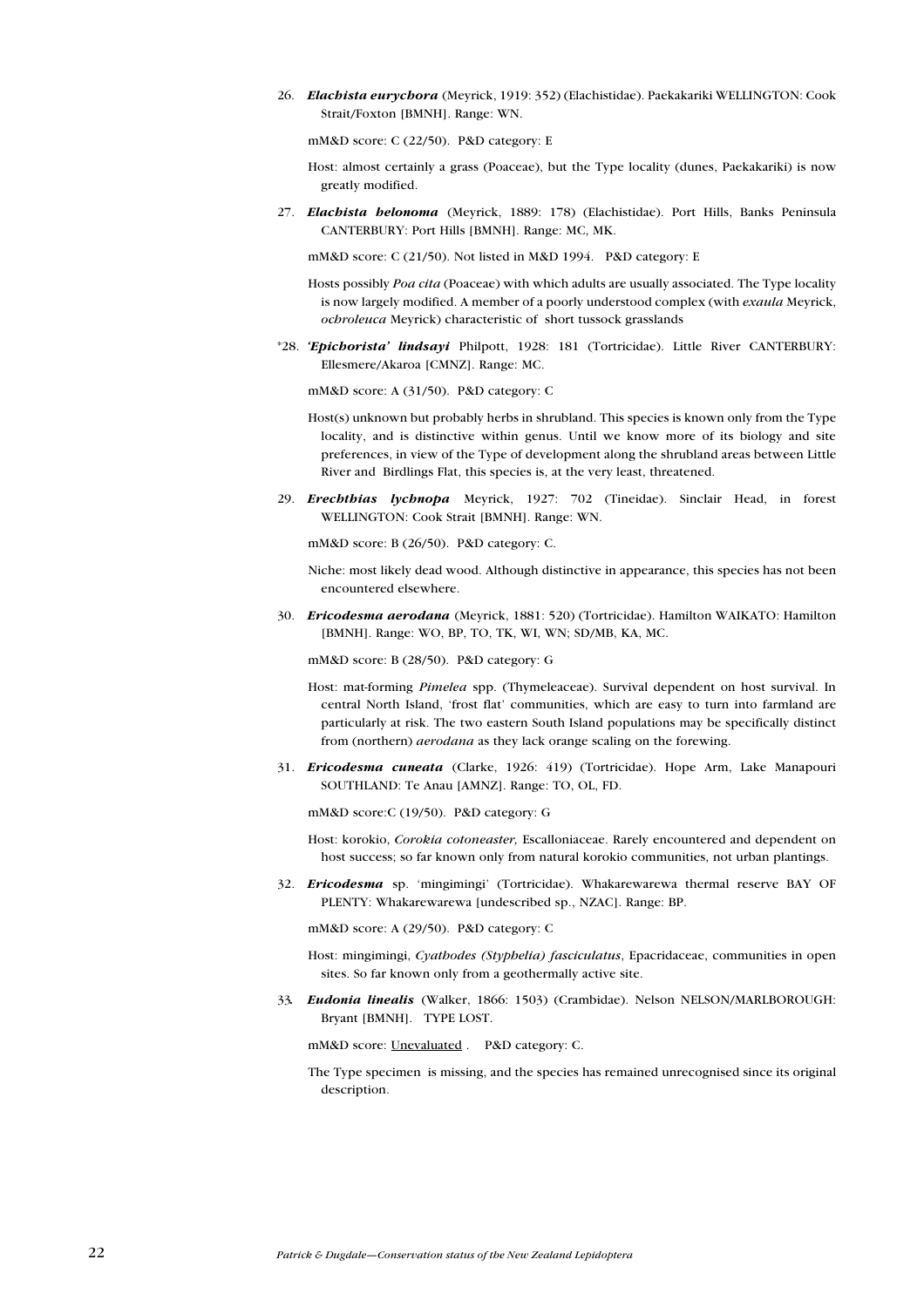26. ***Elachista eurychora*** (Meyrick, 1919: 352) (Elachistidae). Paekakariki WELLINGTON: Cook Strait/Foxton [BMNH]. Range: WN.

    mM&D score: C (22/50). P&D category: E

    Host: almost certainly a grass (Poaceae), but the Type locality (dunes, Paekakariki) is now greatly modified.

27. ***Elachista helonoma*** (Meyrick, 1889: 178) (Elachistidae). Port Hills, Banks Peninsula CANTERBURY: Port Hills [BMNH]. Range: MC, MK.

    mM&D score: C (21/50). Not listed in M&D 1994. P&D category: E

    Hosts possibly *Poa cita* (Poaceae) with which adults are usually associated. The Type locality is now largely modified. A member of a poorly understood complex (with *exaula* Meyrick, *ochroleuca* Meyrick) characteristic of short tussock grasslands

*28. ***'Epichorista' lindsayi*** Philpott, 1928: 181 (Tortricidae). Little River CANTERBURY: Ellesmere/Akaroa [CMNZ]. Range: MC.

    mM&D score: A (31/50). P&D category: C

    Host(s) unknown but probably herbs in shrubland. This species is known only from the Type locality, and is distinctive within genus. Until we know more of its biology and site preferences, in view of the Type of development along the shrubland areas between Little River and Birdlings Flat, this species is, at the very least, threatened.

29. ***Erechthias lychnopa*** Meyrick, 1927: 702 (Tineidae). Sinclair Head, in forest WELLINGTON: Cook Strait [BMNH]. Range: WN.

    mM&D score: B (26/50). P&D category: C.

    Niche: most likely dead wood. Although distinctive in appearance, this species has not been encountered elsewhere.

30. ***Ericodesma aerodana*** (Meyrick, 1881: 520) (Tortricidae). Hamilton WAIKATO: Hamilton [BMNH]. Range: WO, BP, TO, TK, WI, WN; SD/MB, KA, MC.

    mM&D score: B (28/50). P&D category: G

    Host: mat-forming *Pimelea* spp. (Thymeleaceae). Survival dependent on host survival. In central North Island, 'frost flat' communities, which are easy to turn into farmland are particularly at risk. The two eastern South Island populations may be specifically distinct from (northern) *aerodana* as they lack orange scaling on the forewing.

31. ***Ericodesma cuneata*** (Clarke, 1926: 419) (Tortricidae). Hope Arm, Lake Manapouri SOUTHLAND: Te Anau [AMNZ]. Range: TO, OL, FD.

    mM&D score:C (19/50). P&D category: G

    Host: korokio, *Corokia cotoneaster,* Escalloniaceae. Rarely encountered and dependent on host success; so far known only from natural korokio communities, not urban plantings.

32. ***Ericodesma*** sp. 'mingimingi' (Tortricidae). Whakarewarewa thermal reserve BAY OF PLENTY: Whakarewarewa [undescribed sp., NZAC]. Range: BP.

    mM&D score: A (29/50). P&D category: C

    Host: mingimingi, *Cyathodes (Styphelia) fasciculatus*, Epacridaceae, communities in open sites. So far known only from a geothermally active site.

33. ***Eudonia linealis*** (Walker, 1866: 1503) (Crambidae). Nelson NELSON/MARLBOROUGH: Bryant [BMNH]. TYPE LOST.

    mM&D score: Unevaluated . P&D category: C.

    The Type specimen is missing, and the species has remained unrecognised since its original description.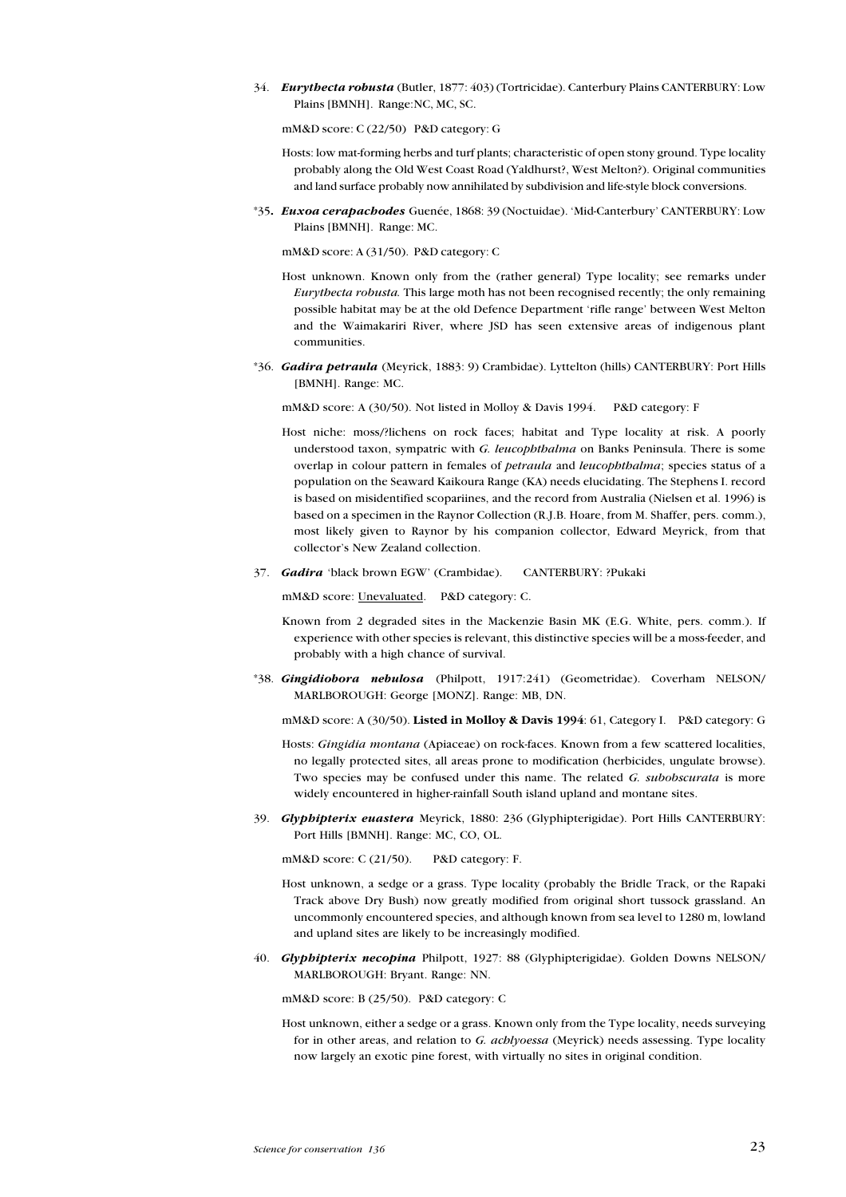34. ***Eurythecta robusta*** (Butler, 1877: 403) (Tortricidae). Canterbury Plains CANTERBURY: Low Plains [BMNH]. Range:NC, MC, SC.

mM&D score: C (22/50) P&D category: G

Hosts: low mat-forming herbs and turf plants; characteristic of open stony ground. Type locality probably along the Old West Coast Road (Yaldhurst?, West Melton?). Original communities and land surface probably now annihilated by subdivision and life-style block conversions.

*35. ***Euxoa cerapachodes*** Guenée, 1868: 39 (Noctuidae). 'Mid-Canterbury' CANTERBURY: Low Plains [BMNH]. Range: MC.

mM&D score: A (31/50). P&D category: C

Host unknown. Known only from the (rather general) Type locality; see remarks under *Eurythecta robusta.* This large moth has not been recognised recently; the only remaining possible habitat may be at the old Defence Department 'rifle range' between West Melton and the Waimakariri River, where JSD has seen extensive areas of indigenous plant communities.

*36. ***Gadira petraula*** (Meyrick, 1883: 9) Crambidae). Lyttelton (hills) CANTERBURY: Port Hills [BMNH]. Range: MC.

mM&D score: A (30/50). Not listed in Molloy & Davis 1994. P&D category: F

Host niche: moss/?lichens on rock faces; habitat and Type locality at risk. A poorly understood taxon, sympatric with *G. leucophthalma* on Banks Peninsula. There is some overlap in colour pattern in females of *petraula* and *leucophthalma*; species status of a population on the Seaward Kaikoura Range (KA) needs elucidating. The Stephens I. record is based on misidentified scopariines, and the record from Australia (Nielsen et al. 1996) is based on a specimen in the Raynor Collection (R.J.B. Hoare, from M. Shaffer, pers. comm.), most likely given to Raynor by his companion collector, Edward Meyrick, from that collector's New Zealand collection.

37. ***Gadira*** 'black brown EGW' (Crambidae). CANTERBURY: ?Pukaki

mM&D score: Unevaluated. P&D category: C.

Known from 2 degraded sites in the Mackenzie Basin MK (E.G. White, pers. comm.). If experience with other species is relevant, this distinctive species will be a moss-feeder, and probably with a high chance of survival.

*38. ***Gingidiobora nebulosa*** (Philpott, 1917:241) (Geometridae). Coverham NELSON/MARLBOROUGH: George [MONZ]. Range: MB, DN.

mM&D score: A (30/50). **Listed in Molloy & Davis 1994**: 61, Category I. P&D category: G

Hosts: *Gingidia montana* (Apiaceae) on rock-faces. Known from a few scattered localities, no legally protected sites, all areas prone to modification (herbicides, ungulate browse). Two species may be confused under this name. The related *G. subobscurata* is more widely encountered in higher-rainfall South island upland and montane sites.

39. ***Glyphipterix euastera*** Meyrick, 1880: 236 (Glyphipterigidae). Port Hills CANTERBURY: Port Hills [BMNH]. Range: MC, CO, OL.

mM&D score: C (21/50). P&D category: F.

Host unknown, a sedge or a grass. Type locality (probably the Bridle Track, or the Rapaki Track above Dry Bush) now greatly modified from original short tussock grassland. An uncommonly encountered species, and although known from sea level to 1280 m, lowland and upland sites are likely to be increasingly modified.

40. ***Glyphipterix necopina*** Philpott, 1927: 88 (Glyphipterigidae). Golden Downs NELSON/MARLBOROUGH: Bryant. Range: NN.

mM&D score: B (25/50). P&D category: C

Host unknown, either a sedge or a grass. Known only from the Type locality, needs surveying for in other areas, and relation to *G. achlyoessa* (Meyrick) needs assessing. Type locality now largely an exotic pine forest, with virtually no sites in original condition.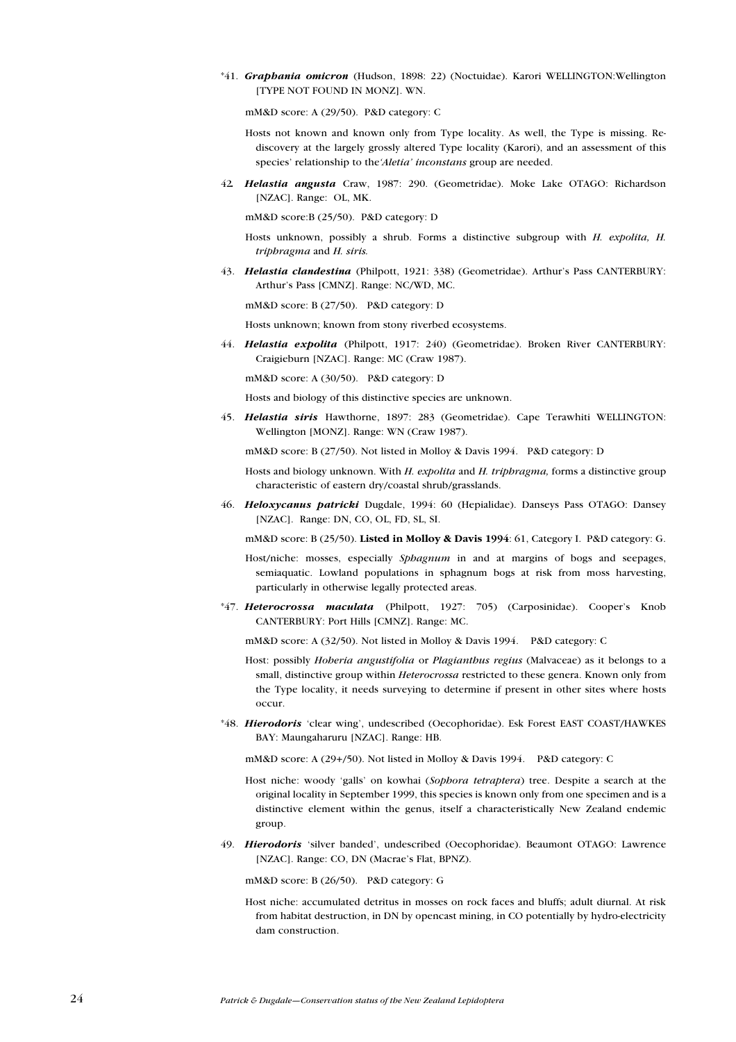*41. ***Graphania omicron*** (Hudson, 1898: 22) (Noctuidae). Karori WELLINGTON:Wellington [TYPE NOT FOUND IN MONZ]. WN.

mM&D score: A (29/50). P&D category: C

Hosts not known and known only from Type locality. As well, the Type is missing. Rediscovery at the largely grossly altered Type locality (Karori), and an assessment of this species' relationship to the *'Aletia' inconstans* group are needed.

42. ***Helastia angusta*** Craw, 1987: 290. (Geometridae). Moke Lake OTAGO: Richardson [NZAC]. Range: OL, MK.

mM&D score:B (25/50). P&D category: D

Hosts unknown, possibly a shrub. Forms a distinctive subgroup with *H. expolita, H. triphragma* and *H. siris.*

43. ***Helastia clandestina*** (Philpott, 1921: 338) (Geometridae). Arthur's Pass CANTERBURY: Arthur's Pass [CMNZ]. Range: NC/WD, MC.

mM&D score: B (27/50). P&D category: D

Hosts unknown; known from stony riverbed ecosystems.

44. ***Helastia expolita*** (Philpott, 1917: 240) (Geometridae). Broken River CANTERBURY: Craigieburn [NZAC]. Range: MC (Craw 1987).

mM&D score: A (30/50). P&D category: D

Hosts and biology of this distinctive species are unknown.

45. ***Helastia siris*** Hawthorne, 1897: 283 (Geometridae). Cape Terawhiti WELLINGTON: Wellington [MONZ]. Range: WN (Craw 1987).

mM&D score: B (27/50). Not listed in Molloy & Davis 1994. P&D category: D

Hosts and biology unknown. With *H. expolita* and *H. triphragma,* forms a distinctive group characteristic of eastern dry/coastal shrub/grasslands.

46. ***Heloxycanus patricki*** Dugdale, 1994: 60 (Hepialidae). Danseys Pass OTAGO: Dansey [NZAC]. Range: DN, CO, OL, FD, SL, SI.

mM&D score: B (25/50). **Listed in Molloy & Davis 1994**: 61, Category I. P&D category: G.

Host/niche: mosses, especially *Sphagnum* in and at margins of bogs and seepages, semiaquatic. Lowland populations in sphagnum bogs at risk from moss harvesting, particularly in otherwise legally protected areas.

*47. ***Heterocrossa maculata*** (Philpott, 1927: 705) (Carposinidae). Cooper's Knob CANTERBURY: Port Hills [CMNZ]. Range: MC.

mM&D score: A (32/50). Not listed in Molloy & Davis 1994. P&D category: C

Host: possibly *Hoheria angustifolia* or *Plagianthus regius* (Malvaceae) as it belongs to a small, distinctive group within *Heterocrossa* restricted to these genera. Known only from the Type locality, it needs surveying to determine if present in other sites where hosts occur.

*48. ***Hierodoris*** 'clear wing', undescribed (Oecophoridae). Esk Forest EAST COAST/HAWKES BAY: Maungaharuru [NZAC]. Range: HB.

mM&D score: A (29+/50). Not listed in Molloy & Davis 1994. P&D category: C

Host niche: woody 'galls' on kowhai (*Sophora tetraptera*) tree. Despite a search at the original locality in September 1999, this species is known only from one specimen and is a distinctive element within the genus, itself a characteristically New Zealand endemic group.

49. ***Hierodoris*** 'silver banded', undescribed (Oecophoridae). Beaumont OTAGO: Lawrence [NZAC]. Range: CO, DN (Macrae's Flat, BPNZ).

mM&D score: B (26/50). P&D category: G

Host niche: accumulated detritus in mosses on rock faces and bluffs; adult diurnal. At risk from habitat destruction, in DN by opencast mining, in CO potentially by hydro-electricity dam construction.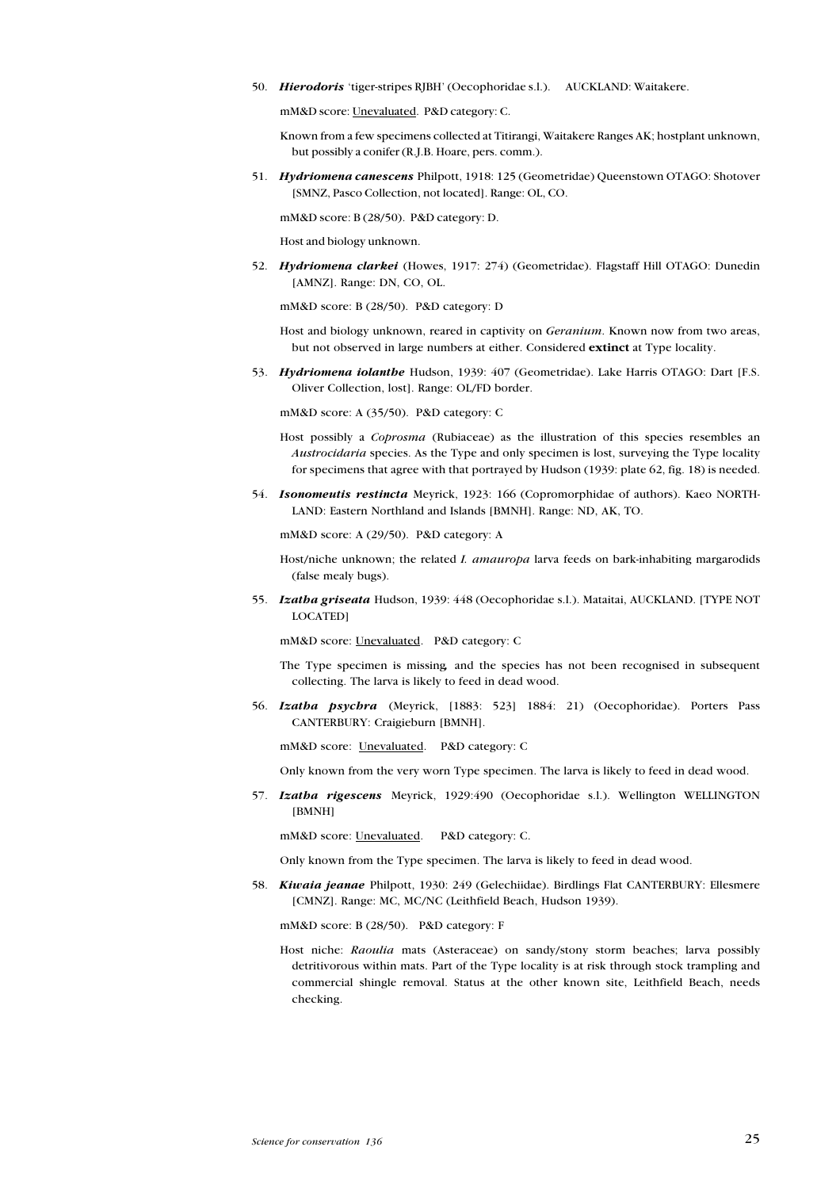50. ***Hierodoris*** 'tiger-stripes RJBH' (Oecophoridae s.l.). AUCKLAND: Waitakere.

    mM&D score: Unevaluated. P&D category: C.

    Known from a few specimens collected at Titirangi, Waitakere Ranges AK; hostplant unknown, but possibly a conifer (R.J.B. Hoare, pers. comm.).

51. ***Hydriomena canescens*** Philpott, 1918: 125 (Geometridae) Queenstown OTAGO: Shotover [SMNZ, Pasco Collection, not located]. Range: OL, CO.

    mM&D score: B (28/50). P&D category: D.

    Host and biology unknown.

52. ***Hydriomena clarkei*** (Howes, 1917: 274) (Geometridae). Flagstaff Hill OTAGO: Dunedin [AMNZ]. Range: DN, CO, OL.

    mM&D score: B (28/50). P&D category: D

    Host and biology unknown, reared in captivity on *Geranium*. Known now from two areas, but not observed in large numbers at either. Considered **extinct** at Type locality.

53. ***Hydriomena iolanthe*** Hudson, 1939: 407 (Geometridae). Lake Harris OTAGO: Dart [F.S. Oliver Collection, lost]. Range: OL/FD border.

    mM&D score: A (35/50). P&D category: C

    Host possibly a *Coprosma* (Rubiaceae) as the illustration of this species resembles an *Austrocidaria* species. As the Type and only specimen is lost, surveying the Type locality for specimens that agree with that portrayed by Hudson (1939: plate 62, fig. 18) is needed.

54. ***Isonomeutis restincta*** Meyrick, 1923: 166 (Copromorphidae of authors). Kaeo NORTHLAND: Eastern Northland and Islands [BMNH]. Range: ND, AK, TO.

    mM&D score: A (29/50). P&D category: A

    Host/niche unknown; the related *I. amauropa* larva feeds on bark-inhabiting margarodids (false mealy bugs).

55. ***Izatha griseata*** Hudson, 1939: 448 (Oecophoridae s.l.). Mataitai, AUCKLAND. [TYPE NOT LOCATED]

    mM&D score: Unevaluated. P&D category: C

    The Type specimen is missing, and the species has not been recognised in subsequent collecting. The larva is likely to feed in dead wood.

56. ***Izatha psychra*** (Meyrick, [1883: 523] 1884: 21) (Oecophoridae). Porters Pass CANTERBURY: Craigieburn [BMNH].

    mM&D score: Unevaluated. P&D category: C

    Only known from the very worn Type specimen. The larva is likely to feed in dead wood.

57. ***Izatha rigescens*** Meyrick, 1929:490 (Oecophoridae s.l.). Wellington WELLINGTON [BMNH]

    mM&D score: Unevaluated. P&D category: C.

    Only known from the Type specimen. The larva is likely to feed in dead wood.

58. ***Kiwaia jeanae*** Philpott, 1930: 249 (Gelechiidae). Birdlings Flat CANTERBURY: Ellesmere [CMNZ]. Range: MC, MC/NC (Leithfield Beach, Hudson 1939).

    mM&D score: B (28/50). P&D category: F

    Host niche: *Raoulia* mats (Asteraceae) on sandy/stony storm beaches; larva possibly detritivorous within mats. Part of the Type locality is at risk through stock trampling and commercial shingle removal. Status at the other known site, Leithfield Beach, needs checking.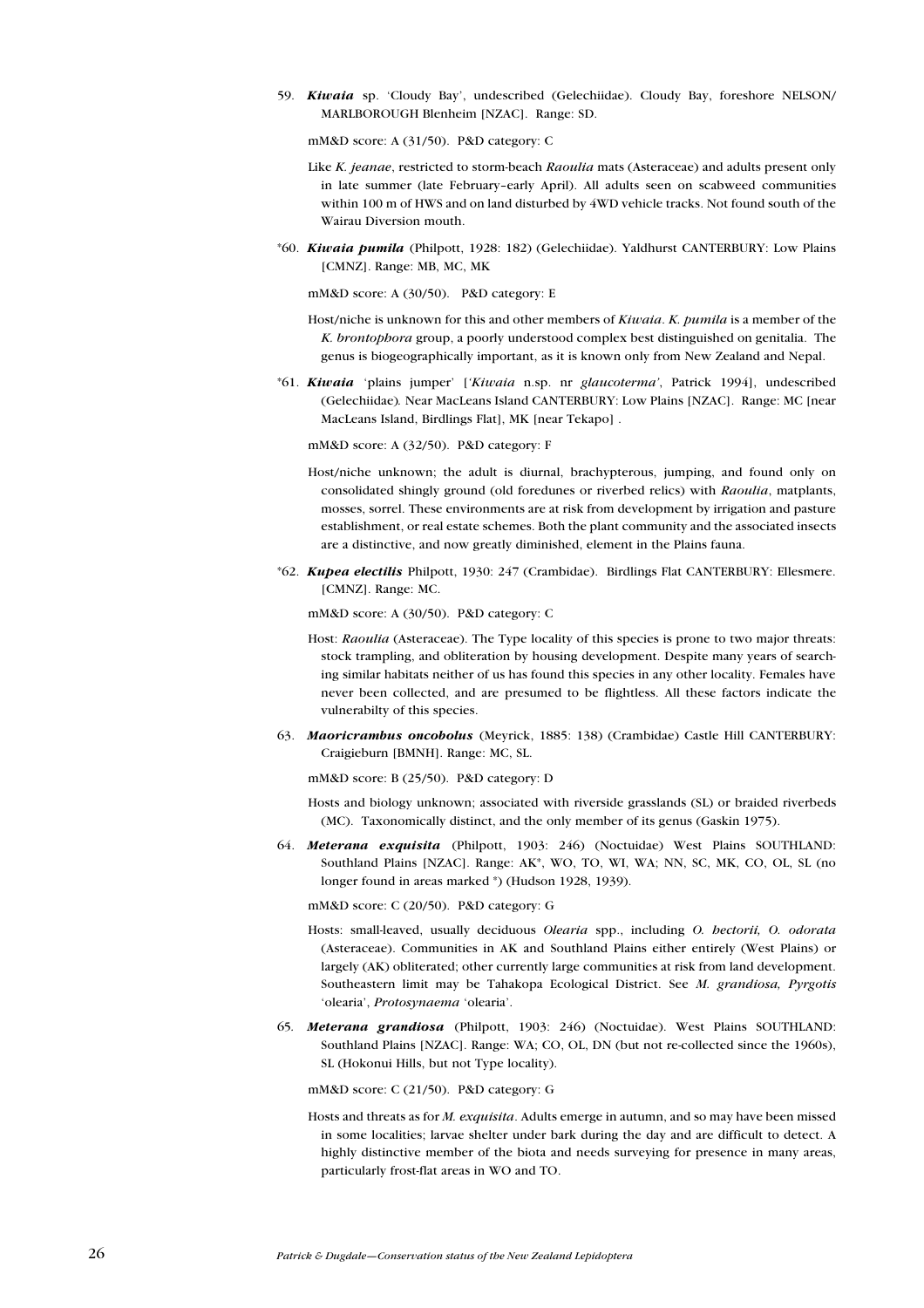59. ***Kiwaia*** sp. 'Cloudy Bay', undescribed (Gelechiidae). Cloudy Bay, foreshore NELSON/ MARLBOROUGH Blenheim [NZAC]. Range: SD.

   mM&D score: A (31/50). P&D category: C

   Like *K. jeanae*, restricted to storm-beach *Raoulia* mats (Asteraceae) and adults present only in late summer (late February–early April). All adults seen on scabweed communities within 100 m of HWS and on land disturbed by 4WD vehicle tracks. Not found south of the Wairau Diversion mouth.

*60. ***Kiwaia pumila*** (Philpott, 1928: 182) (Gelechiidae). Yaldhurst CANTERBURY: Low Plains [CMNZ]. Range: MB, MC, MK

   mM&D score: A (30/50). P&D category: E

   Host/niche is unknown for this and other members of *Kiwaia*. *K. pumila* is a member of the *K. brontophora* group, a poorly understood complex best distinguished on genitalia. The genus is biogeographically important, as it is known only from New Zealand and Nepal.

*61. ***Kiwaia*** 'plains jumper' [*'Kiwaia* n.sp. nr *glaucoterma'*, Patrick 1994], undescribed (Gelechiidae). Near MacLeans Island CANTERBURY: Low Plains [NZAC]. Range: MC [near MacLeans Island, Birdlings Flat], MK [near Tekapo] .

   mM&D score: A (32/50). P&D category: F

   Host/niche unknown; the adult is diurnal, brachypterous, jumping, and found only on consolidated shingly ground (old foredunes or riverbed relics) with *Raoulia*, matplants, mosses, sorrel. These environments are at risk from development by irrigation and pasture establishment, or real estate schemes. Both the plant community and the associated insects are a distinctive, and now greatly diminished, element in the Plains fauna.

*62. ***Kupea electilis*** Philpott, 1930: 247 (Crambidae). Birdlings Flat CANTERBURY: Ellesmere. [CMNZ]. Range: MC.

   mM&D score: A (30/50). P&D category: C

   Host: *Raoulia* (Asteraceae). The Type locality of this species is prone to two major threats: stock trampling, and obliteration by housing development. Despite many years of searching similar habitats neither of us has found this species in any other locality. Females have never been collected, and are presumed to be flightless. All these factors indicate the vulnerabilty of this species.

63. ***Maoricrambus oncobolus*** (Meyrick, 1885: 138) (Crambidae) Castle Hill CANTERBURY: Craigieburn [BMNH]. Range: MC, SL.

   mM&D score: B (25/50). P&D category: D

   Hosts and biology unknown; associated with riverside grasslands (SL) or braided riverbeds (MC). Taxonomically distinct, and the only member of its genus (Gaskin 1975).

64. ***Meterana exquisita*** (Philpott, 1903: 246) (Noctuidae) West Plains SOUTHLAND: Southland Plains [NZAC]. Range: AK*, WO, TO, WI, WA; NN, SC, MK, CO, OL, SL (no longer found in areas marked *) (Hudson 1928, 1939).

   mM&D score: C (20/50). P&D category: G

   Hosts: small-leaved, usually deciduous *Olearia* spp., including *O. hectorii, O. odorata* (Asteraceae). Communities in AK and Southland Plains either entirely (West Plains) or largely (AK) obliterated; other currently large communities at risk from land development. Southeastern limit may be Tahakopa Ecological District. See *M. grandiosa, Pyrgotis* 'olearia', *Protosynaema* 'olearia'.

65. ***Meterana grandiosa*** (Philpott, 1903: 246) (Noctuidae). West Plains SOUTHLAND: Southland Plains [NZAC]. Range: WA; CO, OL, DN (but not re-collected since the 1960s), SL (Hokonui Hills, but not Type locality).

   mM&D score: C (21/50). P&D category: G

   Hosts and threats as for *M. exquisita*. Adults emerge in autumn, and so may have been missed in some localities; larvae shelter under bark during the day and are difficult to detect. A highly distinctive member of the biota and needs surveying for presence in many areas, particularly frost-flat areas in WO and TO.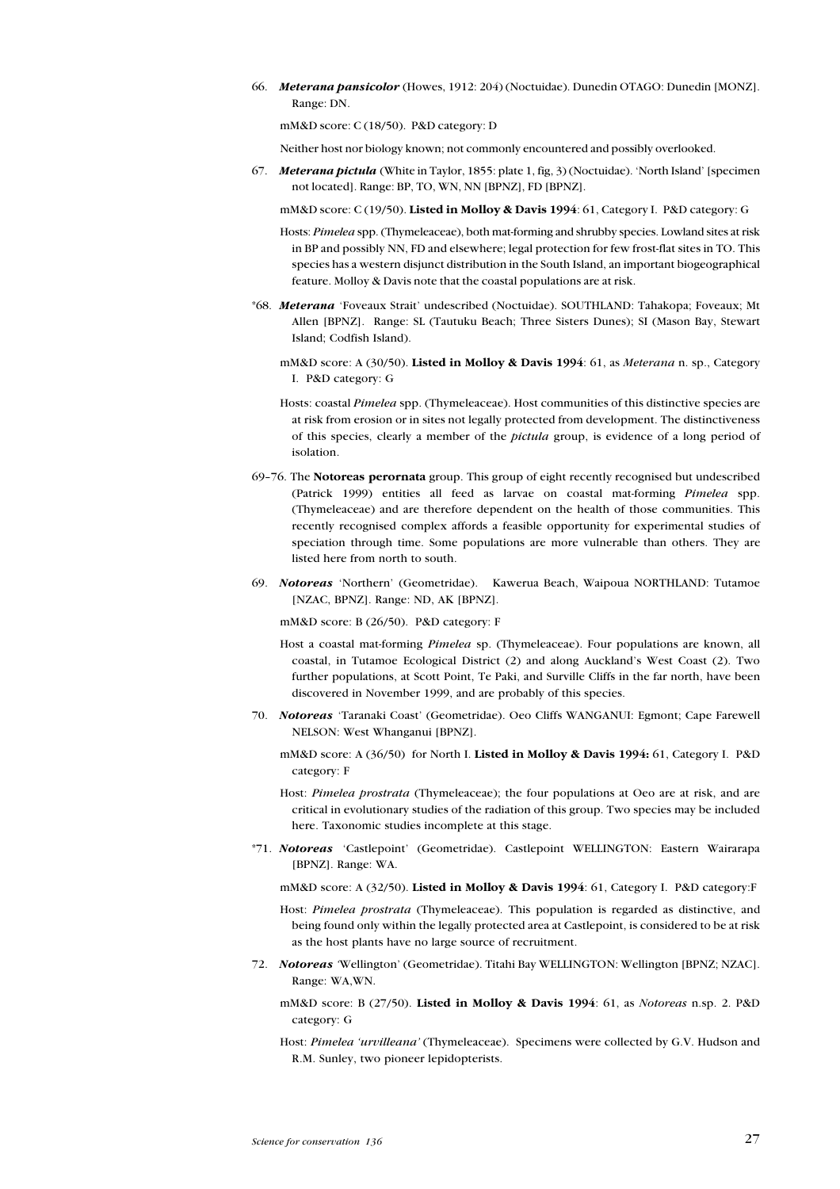66. ***Meterana pansicolor*** (Howes, 1912: 204) (Noctuidae). Dunedin OTAGO: Dunedin [MONZ]. Range: DN.

 mM&D score: C (18/50). P&D category: D

 Neither host nor biology known; not commonly encountered and possibly overlooked.

67. ***Meterana pictula*** (White in Taylor, 1855: plate 1, fig, 3) (Noctuidae). 'North Island' [specimen not located]. Range: BP, TO, WN, NN [BPNZ], FD [BPNZ].

 mM&D score: C (19/50). **Listed in Molloy & Davis 1994**: 61, Category I. P&D category: G

 Hosts: *Pimelea* spp. (Thymeleaceae), both mat-forming and shrubby species. Lowland sites at risk in BP and possibly NN, FD and elsewhere; legal protection for few frost-flat sites in TO. This species has a western disjunct distribution in the South Island, an important biogeographical feature. Molloy & Davis note that the coastal populations are at risk.

*68. ***Meterana*** 'Foveaux Strait' undescribed (Noctuidae). SOUTHLAND: Tahakopa; Foveaux; Mt Allen [BPNZ]. Range: SL (Tautuku Beach; Three Sisters Dunes); SI (Mason Bay, Stewart Island; Codfish Island).

 mM&D score: A (30/50). **Listed in Molloy & Davis 1994**: 61, as *Meterana* n. sp., Category I. P&D category: G

 Hosts: coastal *Pimelea* spp. (Thymeleaceae). Host communities of this distinctive species are at risk from erosion or in sites not legally protected from development. The distinctiveness of this species, clearly a member of the *pictula* group, is evidence of a long period of isolation.

69–76. The **Notoreas perornata** group. This group of eight recently recognised but undescribed (Patrick 1999) entities all feed as larvae on coastal mat-forming *Pimelea* spp. (Thymeleaceae) and are therefore dependent on the health of those communities. This recently recognised complex affords a feasible opportunity for experimental studies of speciation through time. Some populations are more vulnerable than others. They are listed here from north to south.

69. ***Notoreas*** 'Northern' (Geometridae). Kawerua Beach, Waipoua NORTHLAND: Tutamoe [NZAC, BPNZ]. Range: ND, AK [BPNZ].

 mM&D score: B (26/50). P&D category: F

 Host a coastal mat-forming *Pimelea* sp. (Thymeleaceae). Four populations are known, all coastal, in Tutamoe Ecological District (2) and along Auckland's West Coast (2). Two further populations, at Scott Point, Te Paki, and Surville Cliffs in the far north, have been discovered in November 1999, and are probably of this species.

70. ***Notoreas*** 'Taranaki Coast' (Geometridae). Oeo Cliffs WANGANUI: Egmont; Cape Farewell NELSON: West Whanganui [BPNZ].

 mM&D score: A (36/50) for North I. **Listed in Molloy & Davis 1994:** 61, Category I. P&D category: F

 Host: *Pimelea prostrata* (Thymeleaceae); the four populations at Oeo are at risk, and are critical in evolutionary studies of the radiation of this group. Two species may be included here. Taxonomic studies incomplete at this stage.

*71. ***Notoreas*** 'Castlepoint' (Geometridae). Castlepoint WELLINGTON: Eastern Wairarapa [BPNZ]. Range: WA.

 mM&D score: A (32/50). **Listed in Molloy & Davis 1994**: 61, Category I. P&D category:F

 Host: *Pimelea prostrata* (Thymeleaceae). This population is regarded as distinctive, and being found only within the legally protected area at Castlepoint, is considered to be at risk as the host plants have no large source of recruitment.

72. ***Notoreas*** 'Wellington' (Geometridae). Titahi Bay WELLINGTON: Wellington [BPNZ; NZAC]. Range: WA,WN.

 mM&D score: B (27/50). **Listed in Molloy & Davis 1994**: 61, as *Notoreas* n.sp. 2. P&D category: G

 Host: *Pimelea 'urvilleana'* (Thymeleaceae). Specimens were collected by G.V. Hudson and R.M. Sunley, two pioneer lepidopterists.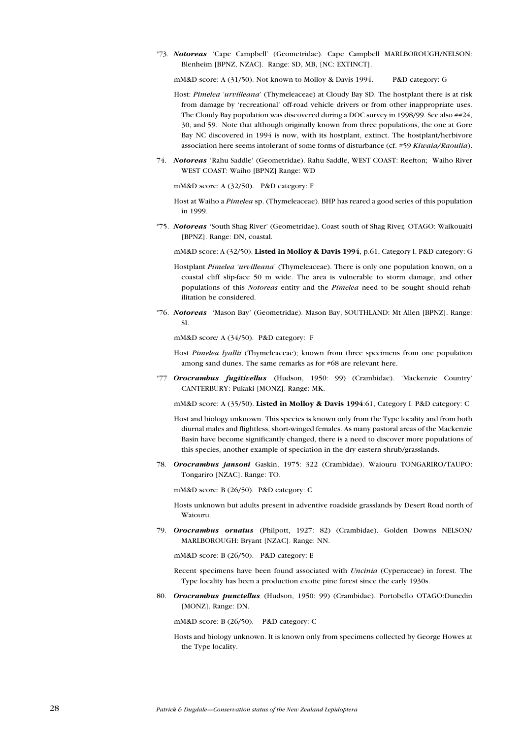*73. ***Notoreas*** 'Cape Campbell' (Geometridae). Cape Campbell MARLBOROUGH/NELSON: Blenheim [BPNZ, NZAC]. Range: SD, MB, [NC: EXTINCT].

mM&D score: A (31/50). Not known to Molloy & Davis 1994. P&D category: G

Host: *Pimelea 'urvilleana'* (Thymeleaceae) at Cloudy Bay SD. The hostplant there is at risk from damage by 'recreational' off-road vehicle drivers or from other inappropriate uses. The Cloudy Bay population was discovered during a DOC survey in 1998/99. See also ##24, 30, and 59. Note that although originally known from three populations, the one at Gore Bay NC discovered in 1994 is now, with its hostplant, extinct. The hostplant/herbivore association here seems intolerant of some forms of disturbance (cf. #59 *Kiwaia/Raoulia*).

74. ***Notoreas*** 'Rahu Saddle' (Geometridae). Rahu Saddle, WEST COAST: Reefton; Waiho River WEST COAST: Waiho [BPNZ] Range: WD

mM&D score: A (32/50). P&D category: F

Host at Waiho a *Pimelea* sp. (Thymeleaceae). BHP has reared a good series of this population in 1999.

*75. ***Notoreas*** 'South Shag River' (Geometridae). Coast south of Shag River, OTAGO: Waikouaiti [BPNZ]. Range: DN, coastal.

mM&D score: A (32/50). **Listed in Molloy & Davis 1994**, p.61, Category I. P&D category: G

Hostplant *Pimelea 'urvilleana'* (Thymeleaceae). There is only one population known, on a coastal cliff slip-face 50 m wide. The area is vulnerable to storm damage, and other populations of this *Notoreas* entity and the *Pimelea* need to be sought should rehabilitation be considered.

*76. ***Notoreas*** 'Mason Bay' (Geometridae). Mason Bay, SOUTHLAND: Mt Allen [BPNZ]. Range: SI.

mM&D score: A (34/50). P&D category: F

Host *Pimelea lyallii* (Thymeleaceae); known from three specimens from one population among sand dunes. The same remarks as for #68 are relevant here.

*77 ***Orocrambus fugitivellus*** (Hudson, 1950: 99) (Crambidae). 'Mackenzie Country' CANTERBURY: Pukaki [MONZ]. Range: MK.

mM&D score: A (35/50). **Listed in Molloy & Davis 1994**:61, Category I. P&D category: C

Host and biology unknown. This species is known only from the Type locality and from both diurnal males and flightless, short-winged females. As many pastoral areas of the Mackenzie Basin have become significantly changed, there is a need to discover more populations of this species, another example of speciation in the dry eastern shrub/grasslands.

78. ***Orocrambus jansoni*** Gaskin, 1975: 322 (Crambidae). Waiouru TONGARIRO/TAUPO: Tongariro [NZAC]. Range: TO.

mM&D score: B (26/50). P&D category: C

Hosts unknown but adults present in adventive roadside grasslands by Desert Road north of Waiouru.

79. ***Orocrambus ornatus*** (Philpott, 1927: 82) (Crambidae). Golden Downs NELSON/ MARLBOROUGH: Bryant [NZAC]. Range: NN.

mM&D score: B (26/50). P&D category: E

Recent specimens have been found associated with *Uncinia* (Cyperaceae) in forest. The Type locality has been a production exotic pine forest since the early 1930s.

80. ***Orocrambus punctellus*** (Hudson, 1950: 99) (Crambidae). Portobello OTAGO:Dunedin [MONZ]. Range: DN.

mM&D score: B (26/50). P&D category: C

Hosts and biology unknown. It is known only from specimens collected by George Howes at the Type locality.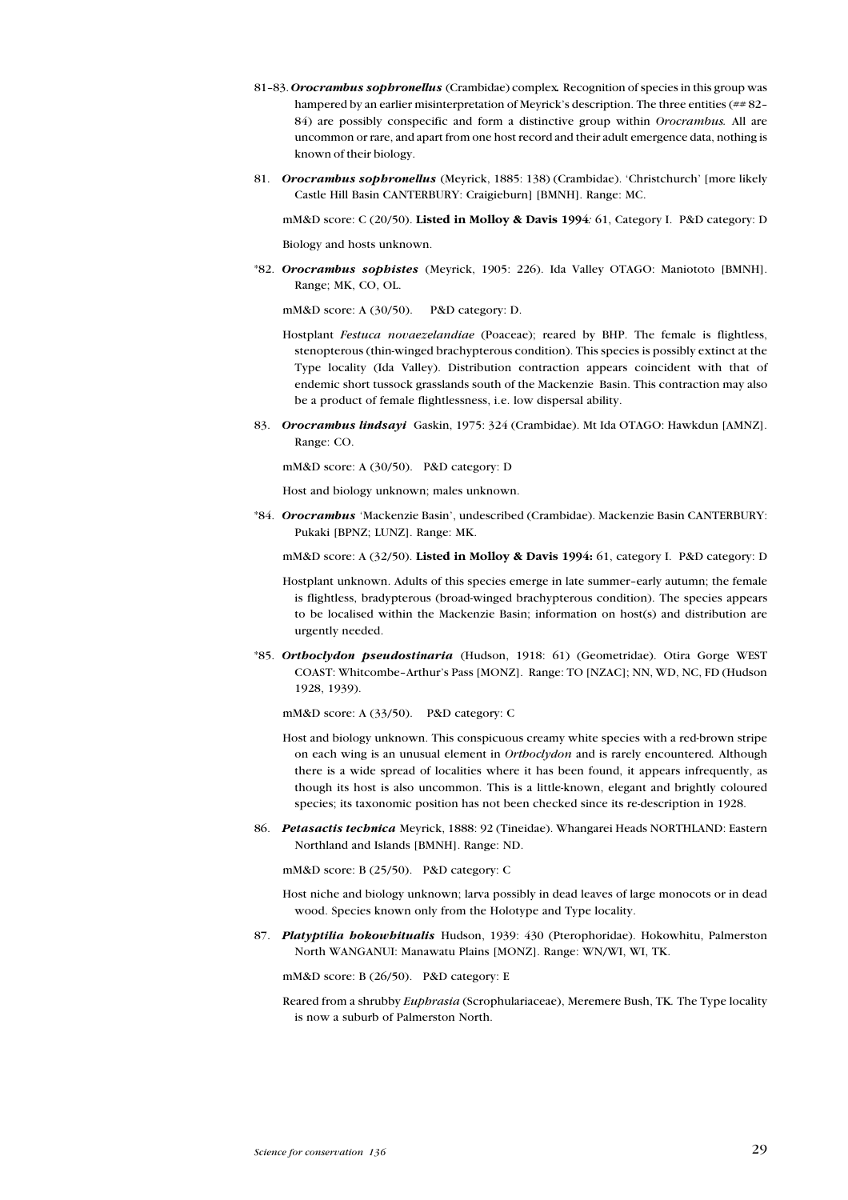81–83. ***Orocrambus sophronellus*** (Crambidae) complex**.** Recognition of species in this group was hampered by an earlier misinterpretation of Meyrick's description. The three entities (## 82–84) are possibly conspecific and form a distinctive group within *Orocrambus.* All are uncommon or rare, and apart from one host record and their adult emergence data, nothing is known of their biology.

81. ***Orocrambus sophronellus*** (Meyrick, 1885: 138) (Crambidae). 'Christchurch' [more likely Castle Hill Basin CANTERBURY: Craigieburn] [BMNH]. Range: MC.

mM&D score: C (20/50). **Listed in Molloy & Davis 1994***:* 61, Category I. P&D category: D

Biology and hosts unknown.

*82. ***Orocrambus sophistes*** (Meyrick, 1905: 226). Ida Valley OTAGO: Maniototo [BMNH]. Range; MK, CO, OL.

mM&D score: A (30/50). P&D category: D.

Hostplant *Festuca novaezelandiae* (Poaceae); reared by BHP. The female is flightless, stenopterous (thin-winged brachypterous condition). This species is possibly extinct at the Type locality (Ida Valley). Distribution contraction appears coincident with that of endemic short tussock grasslands south of the Mackenzie Basin. This contraction may also be a product of female flightlessness, i.e. low dispersal ability.

83. ***Orocrambus lindsayi*** Gaskin, 1975: 324 (Crambidae). Mt Ida OTAGO: Hawkdun [AMNZ]. Range: CO.

mM&D score: A (30/50). P&D category: D

Host and biology unknown; males unknown.

*84. ***Orocrambus*** 'Mackenzie Basin', undescribed (Crambidae). Mackenzie Basin CANTERBURY: Pukaki [BPNZ; LUNZ]. Range: MK.

mM&D score: A (32/50). **Listed in Molloy & Davis 1994:** 61, category I. P&D category: D

Hostplant unknown. Adults of this species emerge in late summer–early autumn; the female is flightless, bradypterous (broad-winged brachypterous condition). The species appears to be localised within the Mackenzie Basin; information on host(s) and distribution are urgently needed.

*85. ***Orthoclydon pseudostinaria*** (Hudson, 1918: 61) (Geometridae). Otira Gorge WEST COAST: Whitcombe–Arthur's Pass [MONZ]. Range: TO [NZAC]; NN, WD, NC, FD (Hudson 1928, 1939).

mM&D score: A (33/50). P&D category: C

Host and biology unknown. This conspicuous creamy white species with a red-brown stripe on each wing is an unusual element in *Orthoclydon* and is rarely encountered*.* Although there is a wide spread of localities where it has been found, it appears infrequently, as though its host is also uncommon. This is a little-known, elegant and brightly coloured species; its taxonomic position has not been checked since its re-description in 1928.

86. ***Petasactis technica*** Meyrick, 1888: 92 (Tineidae). Whangarei Heads NORTHLAND: Eastern Northland and Islands [BMNH]. Range: ND.

mM&D score: B (25/50). P&D category: C

Host niche and biology unknown; larva possibly in dead leaves of large monocots or in dead wood. Species known only from the Holotype and Type locality.

87. ***Platyptilia hokowhitualis*** Hudson, 1939: 430 (Pterophoridae). Hokowhitu, Palmerston North WANGANUI: Manawatu Plains [MONZ]. Range: WN/WI, WI, TK.

mM&D score: B (26/50). P&D category: E

Reared from a shrubby *Euphrasia* (Scrophulariaceae), Meremere Bush, TK*.* The Type locality is now a suburb of Palmerston North.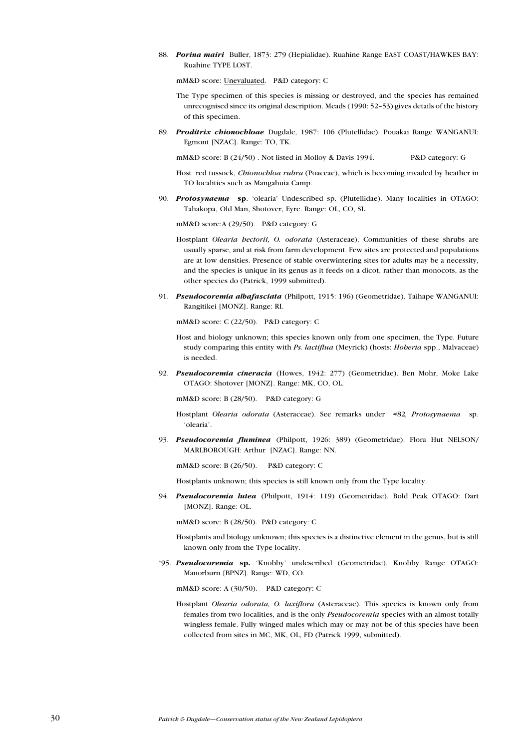88. ***Porina mairi*** Buller, 1873: 279 (Hepialidae). Ruahine Range EAST COAST/HAWKES BAY: Ruahine TYPE LOST.

mM&D score: Unevaluated. P&D category: C

The Type specimen of this species is missing or destroyed, and the species has remained unrecognised since its original description. Meads (1990: 52–53) gives details of the history of this specimen.

89. ***Proditrix chionochloae*** Dugdale, 1987: 106 (Plutellidae). Pouakai Range WANGANUI: Egmont [NZAC]. Range: TO, TK.

mM&D score: B (24/50) . Not listed in Molloy & Davis 1994. P&D category: G

Host red tussock, *Chionochloa rubra* (Poaceae), which is becoming invaded by heather in TO localities such as Mangahuia Camp.

90. ***Protosynaema* sp**. 'olearia' Undescribed sp. (Plutellidae). Many localities in OTAGO: Tahakopa, Old Man, Shotover, Eyre. Range: OL, CO, SL.

mM&D score:A (29/50). P&D category: G

Hostplant *Olearia hectorii, O. odorata* (Asteraceae). Communities of these shrubs are usually sparse, and at risk from farm development. Few sites are protected and populations are at low densities. Presence of stable overwintering sites for adults may be a necessity, and the species is unique in its genus as it feeds on a dicot, rather than monocots, as the other species do (Patrick, 1999 submitted).

91. ***Pseudocoremia albafasciata*** (Philpott, 1915: 196) (Geometridae). Taihape WANGANUI: Rangitikei [MONZ]. Range: RI.

mM&D score: C (22/50). P&D category: C

Host and biology unknown; this species known only from one specimen, the Type. Future study comparing this entity with *Ps. lactiflua* (Meyrick) (hosts: *Hoberia* spp., Malvaceae) is needed.

92. ***Pseudocoremia cineracia*** (Howes, 1942: 277) (Geometridae). Ben Mohr, Moke Lake OTAGO: Shotover [MONZ]. Range: MK, CO, OL.

mM&D score: B (28/50). P&D category: G

Hostplant *Olearia odorata* (Asteraceae). See remarks under #82*, Protosynaema* sp. 'olearia'.

93. ***Pseudocoremia fluminea*** (Philpott, 1926: 389) (Geometridae). Flora Hut NELSON/ MARLBOROUGH: Arthur [NZAC]. Range: NN.

mM&D score: B (26/50). P&D category: C

Hostplants unknown; this species is still known only from the Type locality.

94. ***Pseudocoremia lutea*** (Philpott, 1914: 119) (Geometridae). Bold Peak OTAGO: Dart [MONZ]. Range: OL.

mM&D score: B (28/50). P&D category: C

Hostplants and biology unknown; this species is a distinctive element in the genus, but is still known only from the Type locality.

*95. ***Pseudocoremia* sp.** 'Knobby' undescribed (Geometridae). Knobby Range OTAGO: Manorburn [BPNZ]. Range: WD, CO.

mM&D score: A (30/50). P&D category: C

Hostplant *Olearia odorata, O. laxiflora* (Asteraceae). This species is known only from females from two localities, and is the only *Pseudocoremia* species with an almost totally wingless female. Fully winged males which may or may not be of this species have been collected from sites in MC, MK, OL, FD (Patrick 1999, submitted).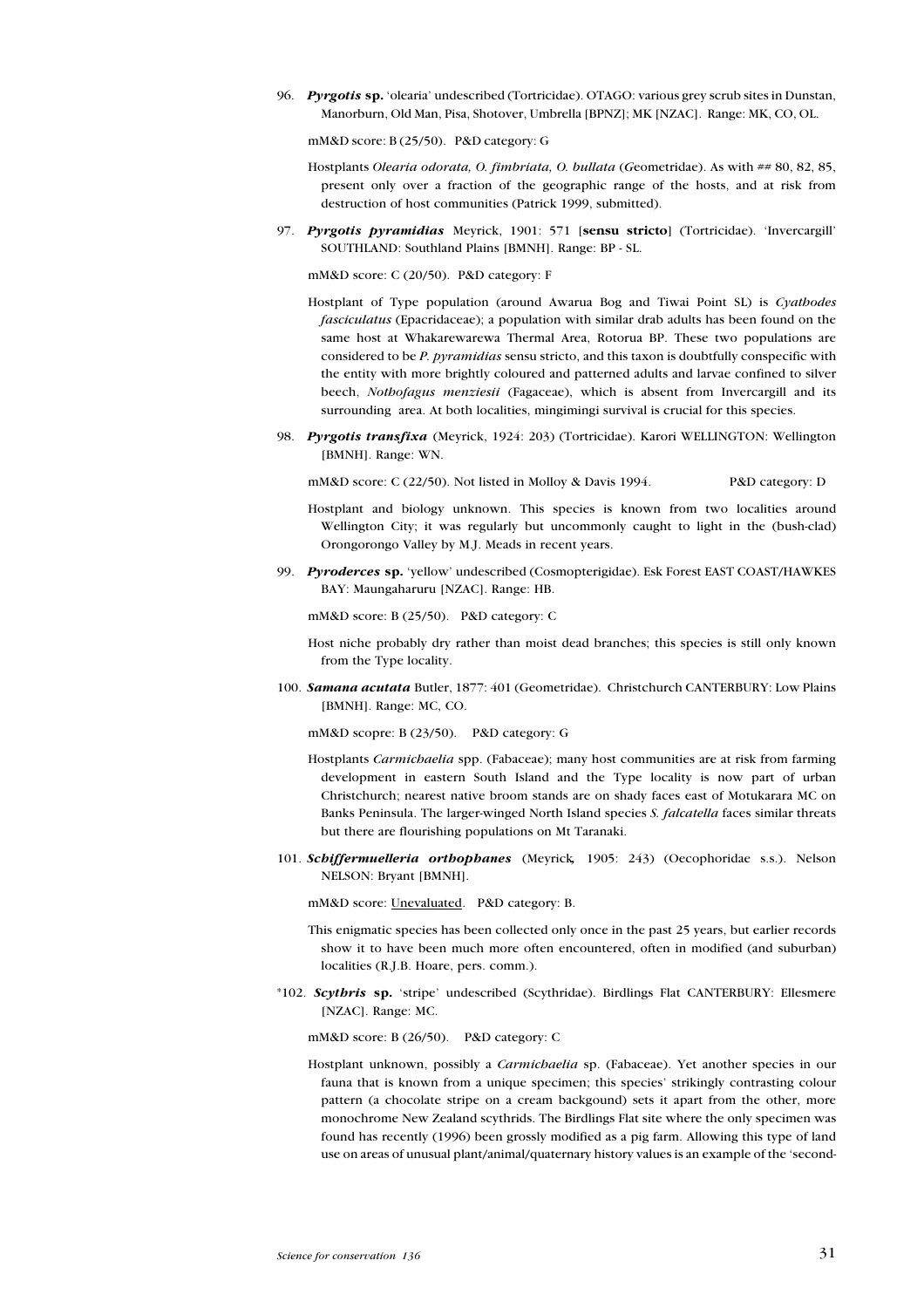96. ***Pyrgotis* sp.** 'olearia' undescribed (Tortricidae). OTAGO: various grey scrub sites in Dunstan, Manorburn, Old Man, Pisa, Shotover, Umbrella [BPNZ]; MK [NZAC]. Range: MK, CO, OL.

mM&D score: B (25/50). P&D category: G

Hostplants *Olearia odorata, O. fimbriata, O. bullata* (Geometridae). As with ## 80, 82, 85, present only over a fraction of the geographic range of the hosts, and at risk from destruction of host communities (Patrick 1999, submitted).

97. ***Pyrgotis pyramidias*** Meyrick, 1901: 571 [**sensu stricto**] (Tortricidae). 'Invercargill' SOUTHLAND: Southland Plains [BMNH]. Range: BP - SL.

mM&D score: C (20/50). P&D category: F

Hostplant of Type population (around Awarua Bog and Tiwai Point SL) is *Cyathodes fasciculatus* (Epacridaceae); a population with similar drab adults has been found on the same host at Whakarewarewa Thermal Area, Rotorua BP. These two populations are considered to be *P. pyramidias* sensu stricto, and this taxon is doubtfully conspecific with the entity with more brightly coloured and patterned adults and larvae confined to silver beech, *Nothofagus menziesii* (Fagaceae), which is absent from Invercargill and its surrounding area. At both localities, mingimingi survival is crucial for this species.

98. ***Pyrgotis transfixa*** (Meyrick, 1924: 203) (Tortricidae). Karori WELLINGTON: Wellington [BMNH]. Range: WN.

mM&D score: C (22/50). Not listed in Molloy & Davis 1994. P&D category: D

Hostplant and biology unknown. This species is known from two localities around Wellington City; it was regularly but uncommonly caught to light in the (bush-clad) Orongorongo Valley by M.J. Meads in recent years.

99. ***Pyroderces* sp.** 'yellow' undescribed (Cosmopterigidae). Esk Forest EAST COAST/HAWKES BAY: Maungaharuru [NZAC]. Range: HB.

mM&D score: B (25/50). P&D category: C

Host niche probably dry rather than moist dead branches; this species is still only known from the Type locality.

100. ***Samana acutata*** Butler, 1877: 401 (Geometridae). Christchurch CANTERBURY: Low Plains [BMNH]. Range: MC, CO.

mM&D scopre: B (23/50). P&D category: G

Hostplants *Carmichaelia* spp. (Fabaceae); many host communities are at risk from farming development in eastern South Island and the Type locality is now part of urban Christchurch; nearest native broom stands are on shady faces east of Motukarara MC on Banks Peninsula. The larger-winged North Island species *S. falcatella* faces similar threats but there are flourishing populations on Mt Taranaki.

101. ***Schiffermuelleria orthophanes*** (Meyrick, 1905: 243) (Oecophoridae s.s.). Nelson NELSON: Bryant [BMNH].

mM&D score: Unevaluated. P&D category: B.

This enigmatic species has been collected only once in the past 25 years, but earlier records show it to have been much more often encountered, often in modified (and suburban) localities (R.J.B. Hoare, pers. comm.).

*102. ***Scythris* sp.** 'stripe' undescribed (Scythridae). Birdlings Flat CANTERBURY: Ellesmere [NZAC]. Range: MC.

mM&D score: B (26/50). P&D category: C

Hostplant unknown, possibly a *Carmichaelia* sp. (Fabaceae). Yet another species in our fauna that is known from a unique specimen; this species' strikingly contrasting colour pattern (a chocolate stripe on a cream backgound) sets it apart from the other, more monochrome New Zealand scythrids. The Birdlings Flat site where the only specimen was found has recently (1996) been grossly modified as a pig farm. Allowing this type of land use on areas of unusual plant/animal/quaternary history values is an example of the 'second-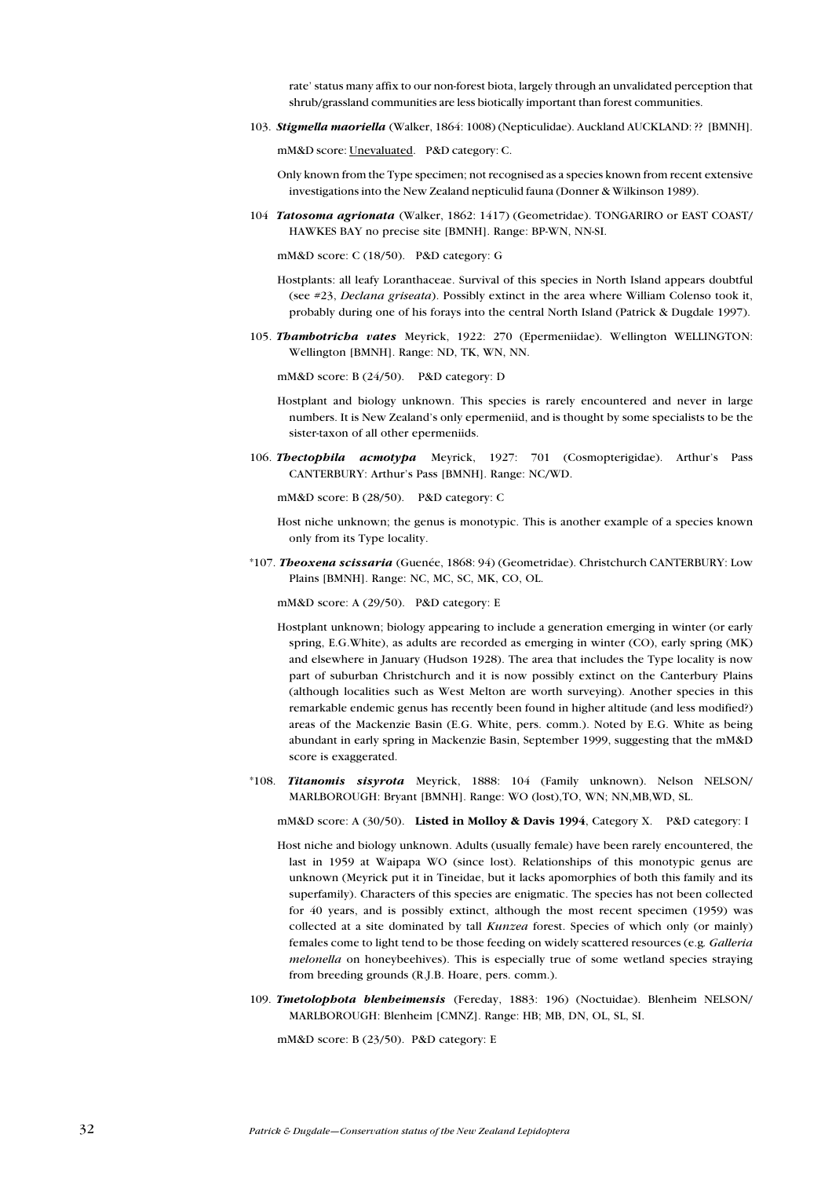rate' status many affix to our non-forest biota, largely through an unvalidated perception that shrub/grassland communities are less biotically important than forest communities.

103. ***Stigmella maoriella*** (Walker, 1864: 1008) (Nepticulidae). Auckland AUCKLAND: ?? [BMNH].

mM&D score: Unevaluated. P&D category: C.

Only known from the Type specimen; not recognised as a species known from recent extensive investigations into the New Zealand nepticulid fauna (Donner & Wilkinson 1989).

104 ***Tatosoma agrionata*** (Walker, 1862: 1417) (Geometridae). TONGARIRO or EAST COAST/ HAWKES BAY no precise site [BMNH]. Range: BP-WN, NN-SI.

mM&D score: C (18/50). P&D category: G

Hostplants: all leafy Loranthaceae. Survival of this species in North Island appears doubtful (see #23, *Declana griseata*). Possibly extinct in the area where William Colenso took it, probably during one of his forays into the central North Island (Patrick & Dugdale 1997).

105. ***Thambotricha vates*** Meyrick, 1922: 270 (Epermeniidae). Wellington WELLINGTON: Wellington [BMNH]. Range: ND, TK, WN, NN.

mM&D score: B (24/50). P&D category: D

Hostplant and biology unknown. This species is rarely encountered and never in large numbers. It is New Zealand's only epermeniid, and is thought by some specialists to be the sister-taxon of all other epermeniids.

106. ***Thectophila acmotypa*** Meyrick, 1927: 701 (Cosmopterigidae). Arthur's Pass CANTERBURY: Arthur's Pass [BMNH]. Range: NC/WD.

mM&D score: B (28/50). P&D category: C

Host niche unknown; the genus is monotypic. This is another example of a species known only from its Type locality.

*107. ***Theoxena scissaria*** (Guenée, 1868: 94) (Geometridae). Christchurch CANTERBURY: Low Plains [BMNH]. Range: NC, MC, SC, MK, CO, OL.

mM&D score: A (29/50). P&D category: E

Hostplant unknown; biology appearing to include a generation emerging in winter (or early spring, E.G.White), as adults are recorded as emerging in winter (CO), early spring (MK) and elsewhere in January (Hudson 1928). The area that includes the Type locality is now part of suburban Christchurch and it is now possibly extinct on the Canterbury Plains (although localities such as West Melton are worth surveying). Another species in this remarkable endemic genus has recently been found in higher altitude (and less modified?) areas of the Mackenzie Basin (E.G. White, pers. comm.). Noted by E.G. White as being abundant in early spring in Mackenzie Basin, September 1999, suggesting that the mM&D score is exaggerated.

*108. ***Titanomis sisyrota*** Meyrick, 1888: 104 (Family unknown). Nelson NELSON/ MARLBOROUGH: Bryant [BMNH]. Range: WO (lost),TO, WN; NN,MB,WD, SL.

mM&D score: A (30/50). **Listed in Molloy & Davis 1994**, Category X. P&D category: I

Host niche and biology unknown. Adults (usually female) have been rarely encountered, the last in 1959 at Waipapa WO (since lost). Relationships of this monotypic genus are unknown (Meyrick put it in Tineidae, but it lacks apomorphies of both this family and its superfamily). Characters of this species are enigmatic. The species has not been collected for 40 years, and is possibly extinct, although the most recent specimen (1959) was collected at a site dominated by tall *Kunzea* forest. Species of which only (or mainly) females come to light tend to be those feeding on widely scattered resources (e.g. *Galleria melonella* on honeybeehives). This is especially true of some wetland species straying from breeding grounds (R.J.B. Hoare, pers. comm.).

109. ***Tmetolophota blenheimensis*** (Fereday, 1883: 196) (Noctuidae). Blenheim NELSON/ MARLBOROUGH: Blenheim [CMNZ]. Range: HB; MB, DN, OL, SL, SI.

mM&D score: B (23/50). P&D category: E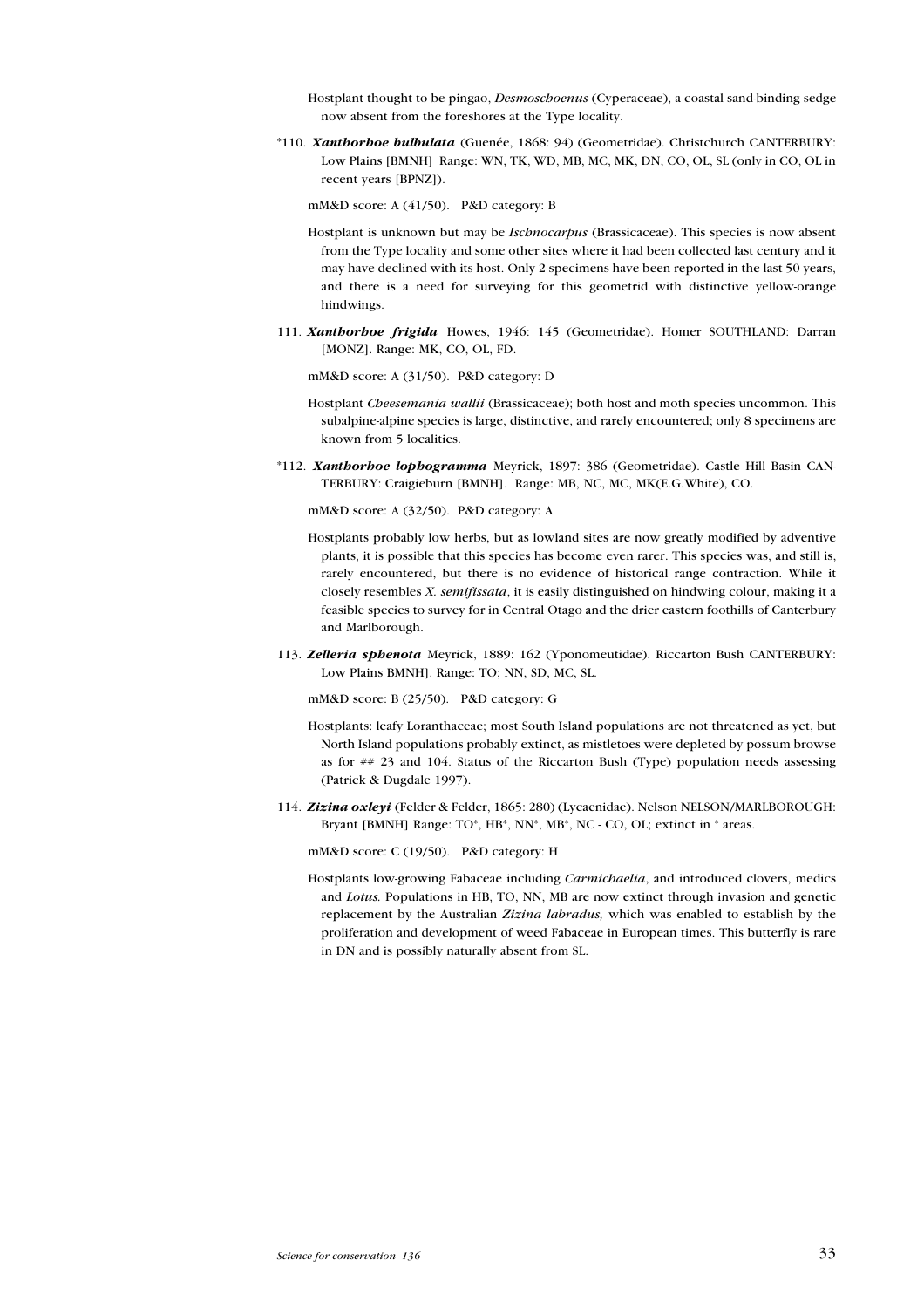Hostplant thought to be pingao, *Desmoschoenus* (Cyperaceae), a coastal sand-binding sedge now absent from the foreshores at the Type locality.

*110. ***Xanthorhoe bulbulata*** (Guenée, 1868: 94) (Geometridae). Christchurch CANTERBURY: Low Plains [BMNH] Range: WN, TK, WD, MB, MC, MK, DN, CO, OL, SL (only in CO, OL in recent years [BPNZ]).

mM&D score: A (41/50). P&D category: B

Hostplant is unknown but may be *Ischnocarpus* (Brassicaceae). This species is now absent from the Type locality and some other sites where it had been collected last century and it may have declined with its host. Only 2 specimens have been reported in the last 50 years, and there is a need for surveying for this geometrid with distinctive yellow-orange hindwings.

111. ***Xanthorhoe frigida*** Howes, 1946: 145 (Geometridae). Homer SOUTHLAND: Darran [MONZ]. Range: MK, CO, OL, FD.

mM&D score: A (31/50). P&D category: D

Hostplant *Cheesemania wallii* (Brassicaceae); both host and moth species uncommon. This subalpine-alpine species is large, distinctive, and rarely encountered; only 8 specimens are known from 5 localities.

*112. ***Xanthorhoe lophogramma*** Meyrick, 1897: 386 (Geometridae). Castle Hill Basin CANTERBURY: Craigieburn [BMNH]. Range: MB, NC, MC, MK(E.G.White), CO.

mM&D score: A (32/50). P&D category: A

Hostplants probably low herbs, but as lowland sites are now greatly modified by adventive plants, it is possible that this species has become even rarer. This species was, and still is, rarely encountered, but there is no evidence of historical range contraction. While it closely resembles *X. semifissata*, it is easily distinguished on hindwing colour, making it a feasible species to survey for in Central Otago and the drier eastern foothills of Canterbury and Marlborough.

113. ***Zelleria sphenota*** Meyrick, 1889: 162 (Yponomeutidae). Riccarton Bush CANTERBURY: Low Plains BMNH]. Range: TO; NN, SD, MC, SL.

mM&D score: B (25/50). P&D category: G

Hostplants: leafy Loranthaceae; most South Island populations are not threatened as yet, but North Island populations probably extinct, as mistletoes were depleted by possum browse as for ## 23 and 104. Status of the Riccarton Bush (Type) population needs assessing (Patrick & Dugdale 1997).

114. ***Zizina oxleyi*** (Felder & Felder, 1865: 280) (Lycaenidae). Nelson NELSON/MARLBOROUGH: Bryant [BMNH] Range: TO*, HB*, NN*, MB*, NC - CO, OL; extinct in * areas.

mM&D score: C (19/50). P&D category: H

Hostplants low-growing Fabaceae including *Carmichaelia*, and introduced clovers, medics and *Lotus.* Populations in HB, TO, NN, MB are now extinct through invasion and genetic replacement by the Australian *Zizina labradus,* which was enabled to establish by the proliferation and development of weed Fabaceae in European times. This butterfly is rare in DN and is possibly naturally absent from SL.